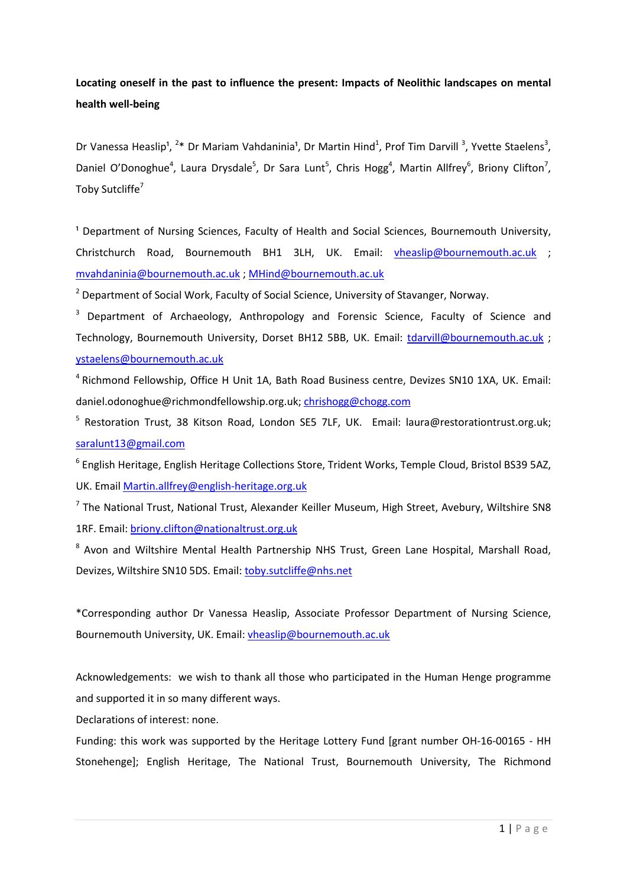**Locating oneself in the past to influence the present: Impacts of Neolithic landscapes on mental health well-being**

Dr Vanessa Heaslip[1], [2]* Dr Mariam Vahdaninia[1], Dr Martin Hind[1], Prof Tim Darvill [3], Yvette Staelens[3], Daniel O'Donoghue[4], Laura Drysdale[5], Dr Sara Lunt[5], Chris Hogg[4], Martin Allfrey[6], Briony Clifton[7], Toby Sutcliffe[7]

[1] Department of Nursing Sciences, Faculty of Health and Social Sciences, Bournemouth University, Christchurch Road, Bournemouth BH1 3LH, UK. Email: vheaslip@bournemouth.ac.uk ; mvahdaninia@bournemouth.ac.uk ; MHind@bournemouth.ac.uk

[2] Department of Social Work, Faculty of Social Science, University of Stavanger, Norway.

[3] Department of Archaeology, Anthropology and Forensic Science, Faculty of Science and Technology, Bournemouth University, Dorset BH12 5BB, UK. Email: tdarvill@bournemouth.ac.uk ; ystaelens@bournemouth.ac.uk

[4] Richmond Fellowship, Office H Unit 1A, Bath Road Business centre, Devizes SN10 1XA, UK. Email: daniel.odonoghue@richmondfellowship.org.uk; chrishogg@chogg.com

[5] Restoration Trust, 38 Kitson Road, London SE5 7LF, UK. Email: laura@restorationtrust.org.uk; saralunt13@gmail.com

[6] English Heritage, English Heritage Collections Store, Trident Works, Temple Cloud, Bristol BS39 5AZ, UK. Email Martin.allfrey@english-heritage.org.uk

[7] The National Trust, National Trust, Alexander Keiller Museum, High Street, Avebury, Wiltshire SN8 1RF. Email: briony.clifton@nationaltrust.org.uk

[8] Avon and Wiltshire Mental Health Partnership NHS Trust, Green Lane Hospital, Marshall Road, Devizes, Wiltshire SN10 5DS. Email: toby.sutcliffe@nhs.net

*Corresponding author Dr Vanessa Heaslip, Associate Professor Department of Nursing Science, Bournemouth University, UK. Email: vheaslip@bournemouth.ac.uk

Acknowledgements: we wish to thank all those who participated in the Human Henge programme and supported it in so many different ways.

Declarations of interest: none.

Funding: this work was supported by the Heritage Lottery Fund [grant number OH-16-00165 - HH Stonehenge]; English Heritage, The National Trust, Bournemouth University, The Richmond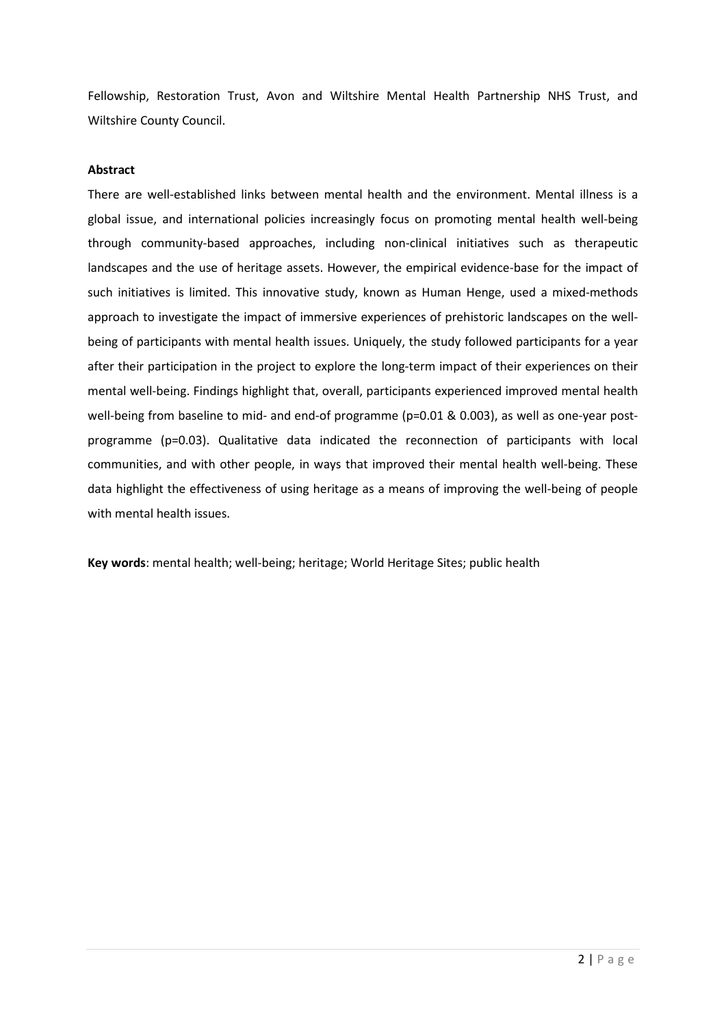Fellowship, Restoration Trust, Avon and Wiltshire Mental Health Partnership NHS Trust, and Wiltshire County Council.

**Abstract**

There are well-established links between mental health and the environment. Mental illness is a global issue, and international policies increasingly focus on promoting mental health well-being through community-based approaches, including non-clinical initiatives such as therapeutic landscapes and the use of heritage assets. However, the empirical evidence-base for the impact of such initiatives is limited. This innovative study, known as Human Henge, used a mixed-methods approach to investigate the impact of immersive experiences of prehistoric landscapes on the well-being of participants with mental health issues. Uniquely, the study followed participants for a year after their participation in the project to explore the long-term impact of their experiences on their mental well-being. Findings highlight that, overall, participants experienced improved mental health well-being from baseline to mid- and end-of programme ($p=0.01$ & $0.003$), as well as one-year post-programme ($p=0.03$). Qualitative data indicated the reconnection of participants with local communities, and with other people, in ways that improved their mental health well-being. These data highlight the effectiveness of using heritage as a means of improving the well-being of people with mental health issues.

**Key words**: mental health; well-being; heritage; World Heritage Sites; public health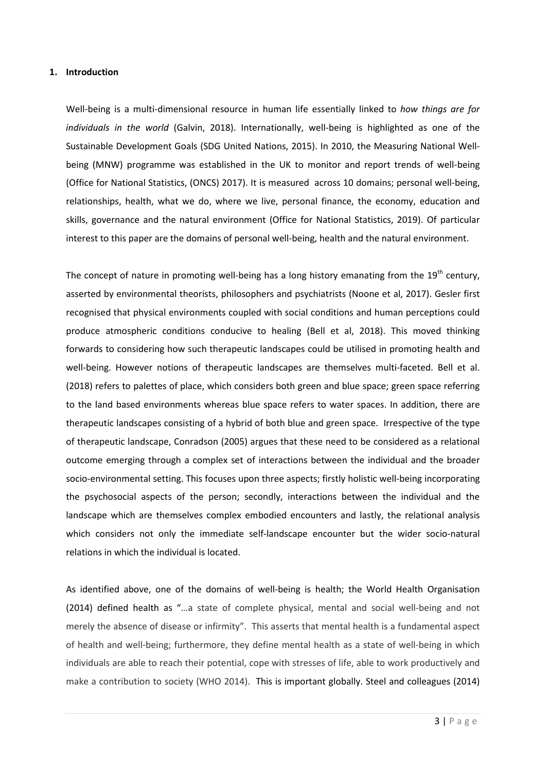## 1. Introduction

Well-being is a multi-dimensional resource in human life essentially linked to *how things are for individuals in the world* (Galvin, 2018). Internationally, well-being is highlighted as one of the Sustainable Development Goals (SDG United Nations, 2015). In 2010, the Measuring National Well-being (MNW) programme was established in the UK to monitor and report trends of well-being (Office for National Statistics, (ONCS) 2017). It is measured across 10 domains; personal well-being, relationships, health, what we do, where we live, personal finance, the economy, education and skills, governance and the natural environment (Office for National Statistics, 2019). Of particular interest to this paper are the domains of personal well-being, health and the natural environment.

The concept of nature in promoting well-being has a long history emanating from the 19th century, asserted by environmental theorists, philosophers and psychiatrists (Noone et al, 2017). Gesler first recognised that physical environments coupled with social conditions and human perceptions could produce atmospheric conditions conducive to healing (Bell et al, 2018). This moved thinking forwards to considering how such therapeutic landscapes could be utilised in promoting health and well-being. However notions of therapeutic landscapes are themselves multi-faceted. Bell et al. (2018) refers to palettes of place, which considers both green and blue space; green space referring to the land based environments whereas blue space refers to water spaces. In addition, there are therapeutic landscapes consisting of a hybrid of both blue and green space. Irrespective of the type of therapeutic landscape, Conradson (2005) argues that these need to be considered as a relational outcome emerging through a complex set of interactions between the individual and the broader socio-environmental setting. This focuses upon three aspects; firstly holistic well-being incorporating the psychosocial aspects of the person; secondly, interactions between the individual and the landscape which are themselves complex embodied encounters and lastly, the relational analysis which considers not only the immediate self-landscape encounter but the wider socio-natural relations in which the individual is located.

As identified above, one of the domains of well-being is health; the World Health Organisation (2014) defined health as "…a state of complete physical, mental and social well-being and not merely the absence of disease or infirmity". This asserts that mental health is a fundamental aspect of health and well-being; furthermore, they define mental health as a state of well-being in which individuals are able to reach their potential, cope with stresses of life, able to work productively and make a contribution to society (WHO 2014). This is important globally. Steel and colleagues (2014)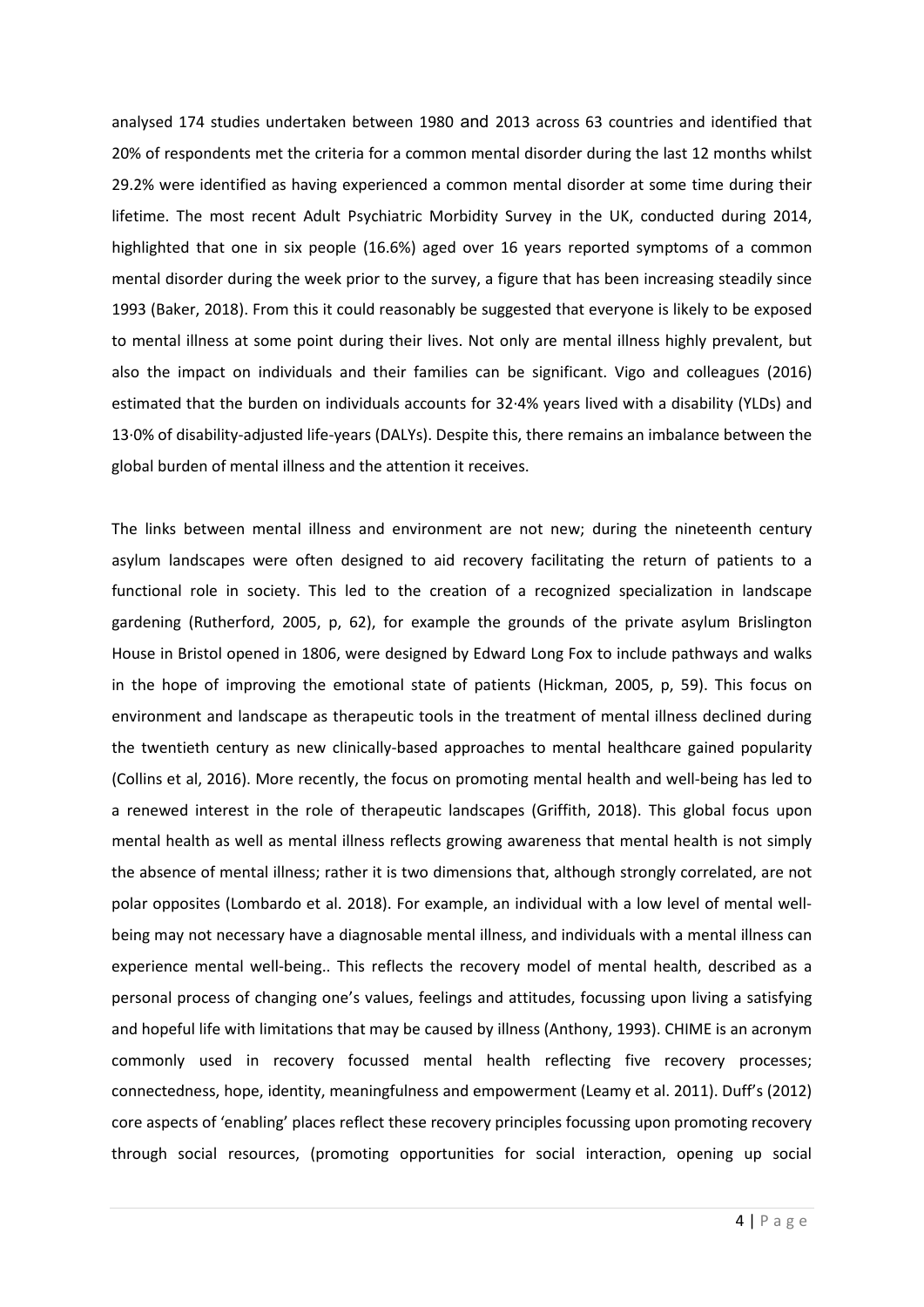analysed 174 studies undertaken between 1980 and 2013 across 63 countries and identified that 20% of respondents met the criteria for a common mental disorder during the last 12 months whilst 29.2% were identified as having experienced a common mental disorder at some time during their lifetime. The most recent Adult Psychiatric Morbidity Survey in the UK, conducted during 2014, highlighted that one in six people (16.6%) aged over 16 years reported symptoms of a common mental disorder during the week prior to the survey, a figure that has been increasing steadily since 1993 (Baker, 2018). From this it could reasonably be suggested that everyone is likely to be exposed to mental illness at some point during their lives. Not only are mental illness highly prevalent, but also the impact on individuals and their families can be significant. Vigo and colleagues (2016) estimated that the burden on individuals accounts for 32·4% years lived with a disability (YLDs) and 13·0% of disability-adjusted life-years (DALYs). Despite this, there remains an imbalance between the global burden of mental illness and the attention it receives.

The links between mental illness and environment are not new; during the nineteenth century asylum landscapes were often designed to aid recovery facilitating the return of patients to a functional role in society. This led to the creation of a recognized specialization in landscape gardening (Rutherford, 2005, p, 62), for example the grounds of the private asylum Brislington House in Bristol opened in 1806, were designed by Edward Long Fox to include pathways and walks in the hope of improving the emotional state of patients (Hickman, 2005, p, 59). This focus on environment and landscape as therapeutic tools in the treatment of mental illness declined during the twentieth century as new clinically-based approaches to mental healthcare gained popularity (Collins et al, 2016). More recently, the focus on promoting mental health and well-being has led to a renewed interest in the role of therapeutic landscapes (Griffith, 2018). This global focus upon mental health as well as mental illness reflects growing awareness that mental health is not simply the absence of mental illness; rather it is two dimensions that, although strongly correlated, are not polar opposites (Lombardo et al. 2018). For example, an individual with a low level of mental well-being may not necessary have a diagnosable mental illness, and individuals with a mental illness can experience mental well-being.. This reflects the recovery model of mental health, described as a personal process of changing one's values, feelings and attitudes, focussing upon living a satisfying and hopeful life with limitations that may be caused by illness (Anthony, 1993). CHIME is an acronym commonly used in recovery focussed mental health reflecting five recovery processes; connectedness, hope, identity, meaningfulness and empowerment (Leamy et al. 2011). Duff's (2012) core aspects of 'enabling' places reflect these recovery principles focussing upon promoting recovery through social resources, (promoting opportunities for social interaction, opening up social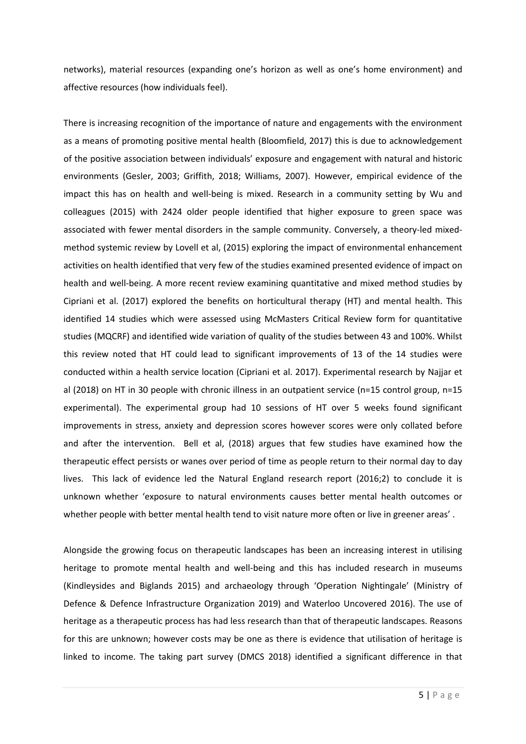networks), material resources (expanding one's horizon as well as one's home environment) and affective resources (how individuals feel).

There is increasing recognition of the importance of nature and engagements with the environment as a means of promoting positive mental health (Bloomfield, 2017) this is due to acknowledgement of the positive association between individuals' exposure and engagement with natural and historic environments (Gesler, 2003; Griffith, 2018; Williams, 2007). However, empirical evidence of the impact this has on health and well-being is mixed. Research in a community setting by Wu and colleagues (2015) with 2424 older people identified that higher exposure to green space was associated with fewer mental disorders in the sample community. Conversely, a theory-led mixed-method systemic review by Lovell et al, (2015) exploring the impact of environmental enhancement activities on health identified that very few of the studies examined presented evidence of impact on health and well-being. A more recent review examining quantitative and mixed method studies by Cipriani et al. (2017) explored the benefits on horticultural therapy (HT) and mental health. This identified 14 studies which were assessed using McMasters Critical Review form for quantitative studies (MQCRF) and identified wide variation of quality of the studies between 43 and 100%. Whilst this review noted that HT could lead to significant improvements of 13 of the 14 studies were conducted within a health service location (Cipriani et al. 2017). Experimental research by Najjar et al (2018) on HT in 30 people with chronic illness in an outpatient service (n=15 control group, n=15 experimental). The experimental group had 10 sessions of HT over 5 weeks found significant improvements in stress, anxiety and depression scores however scores were only collated before and after the intervention. Bell et al, (2018) argues that few studies have examined how the therapeutic effect persists or wanes over period of time as people return to their normal day to day lives. This lack of evidence led the Natural England research report (2016;2) to conclude it is unknown whether 'exposure to natural environments causes better mental health outcomes or whether people with better mental health tend to visit nature more often or live in greener areas' .

Alongside the growing focus on therapeutic landscapes has been an increasing interest in utilising heritage to promote mental health and well-being and this has included research in museums (Kindleysides and Biglands 2015) and archaeology through 'Operation Nightingale' (Ministry of Defence & Defence Infrastructure Organization 2019) and Waterloo Uncovered 2016). The use of heritage as a therapeutic process has had less research than that of therapeutic landscapes. Reasons for this are unknown; however costs may be one as there is evidence that utilisation of heritage is linked to income. The taking part survey (DMCS 2018) identified a significant difference in that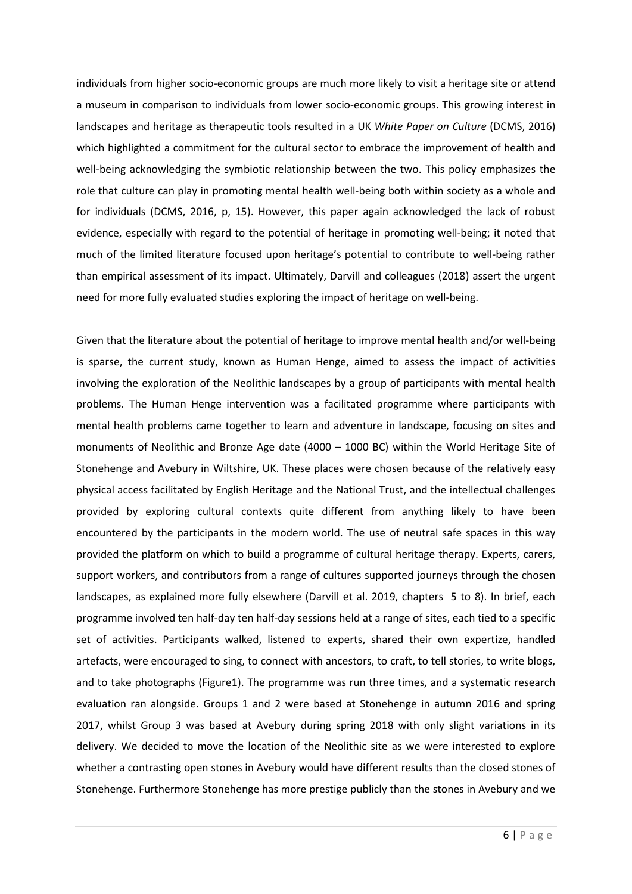individuals from higher socio-economic groups are much more likely to visit a heritage site or attend a museum in comparison to individuals from lower socio-economic groups. This growing interest in landscapes and heritage as therapeutic tools resulted in a UK *White Paper on Culture* (DCMS, 2016) which highlighted a commitment for the cultural sector to embrace the improvement of health and well-being acknowledging the symbiotic relationship between the two. This policy emphasizes the role that culture can play in promoting mental health well-being both within society as a whole and for individuals (DCMS, 2016, p, 15). However, this paper again acknowledged the lack of robust evidence, especially with regard to the potential of heritage in promoting well-being; it noted that much of the limited literature focused upon heritage's potential to contribute to well-being rather than empirical assessment of its impact. Ultimately, Darvill and colleagues (2018) assert the urgent need for more fully evaluated studies exploring the impact of heritage on well-being.

Given that the literature about the potential of heritage to improve mental health and/or well-being is sparse, the current study, known as Human Henge, aimed to assess the impact of activities involving the exploration of the Neolithic landscapes by a group of participants with mental health problems. The Human Henge intervention was a facilitated programme where participants with mental health problems came together to learn and adventure in landscape, focusing on sites and monuments of Neolithic and Bronze Age date (4000 – 1000 BC) within the World Heritage Site of Stonehenge and Avebury in Wiltshire, UK. These places were chosen because of the relatively easy physical access facilitated by English Heritage and the National Trust, and the intellectual challenges provided by exploring cultural contexts quite different from anything likely to have been encountered by the participants in the modern world. The use of neutral safe spaces in this way provided the platform on which to build a programme of cultural heritage therapy. Experts, carers, support workers, and contributors from a range of cultures supported journeys through the chosen landscapes, as explained more fully elsewhere (Darvill et al. 2019, chapters 5 to 8). In brief, each programme involved ten half-day ten half-day sessions held at a range of sites, each tied to a specific set of activities. Participants walked, listened to experts, shared their own expertize, handled artefacts, were encouraged to sing, to connect with ancestors, to craft, to tell stories, to write blogs, and to take photographs (Figure1). The programme was run three times, and a systematic research evaluation ran alongside. Groups 1 and 2 were based at Stonehenge in autumn 2016 and spring 2017, whilst Group 3 was based at Avebury during spring 2018 with only slight variations in its delivery. We decided to move the location of the Neolithic site as we were interested to explore whether a contrasting open stones in Avebury would have different results than the closed stones of Stonehenge. Furthermore Stonehenge has more prestige publicly than the stones in Avebury and we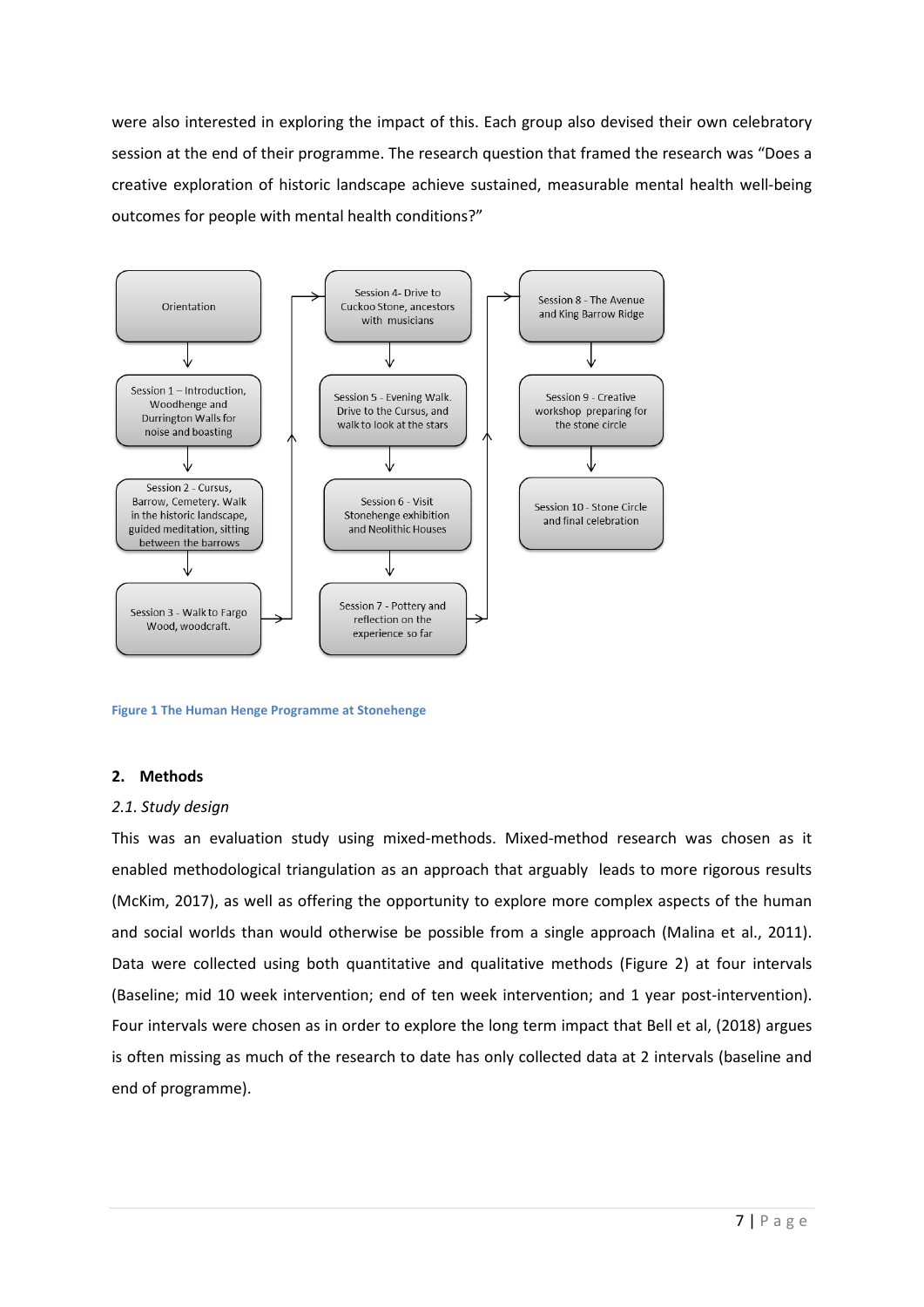were also interested in exploring the impact of this. Each group also devised their own celebratory session at the end of their programme. The research question that framed the research was "Does a creative exploration of historic landscape achieve sustained, measurable mental health well-being outcomes for people with mental health conditions?"

Orientation → Session 1 – Introduction, Woodhenge and Durrington Walls for noise and boasting → Session 2 - Cursus, Barrow, Cemetery. Walk in the historic landscape, guided meditation, sitting between the barrows → Session 3 - Walk to Fargo Wood, woodcraft. → Session 4- Drive to Cuckoo Stone, ancestors with musicians → Session 5 - Evening Walk. Drive to the Cursus, and walk to look at the stars → Session 6 - Visit Stonehenge exhibition and Neolithic Houses → Session 7 - Pottery and reflection on the experience so far → Session 8 - The Avenue and King Barrow Ridge → Session 9 - Creative workshop preparing for the stone circle → Session 10 - Stone Circle and final celebration

**Figure 1 The Human Henge Programme at Stonehenge**

## 2. Methods

### *2.1. Study design*

This was an evaluation study using mixed-methods. Mixed-method research was chosen as it enabled methodological triangulation as an approach that arguably leads to more rigorous results (McKim, 2017), as well as offering the opportunity to explore more complex aspects of the human and social worlds than would otherwise be possible from a single approach (Malina et al., 2011). Data were collected using both quantitative and qualitative methods (Figure 2) at four intervals (Baseline; mid 10 week intervention; end of ten week intervention; and 1 year post-intervention). Four intervals were chosen as in order to explore the long term impact that Bell et al, (2018) argues is often missing as much of the research to date has only collected data at 2 intervals (baseline and end of programme).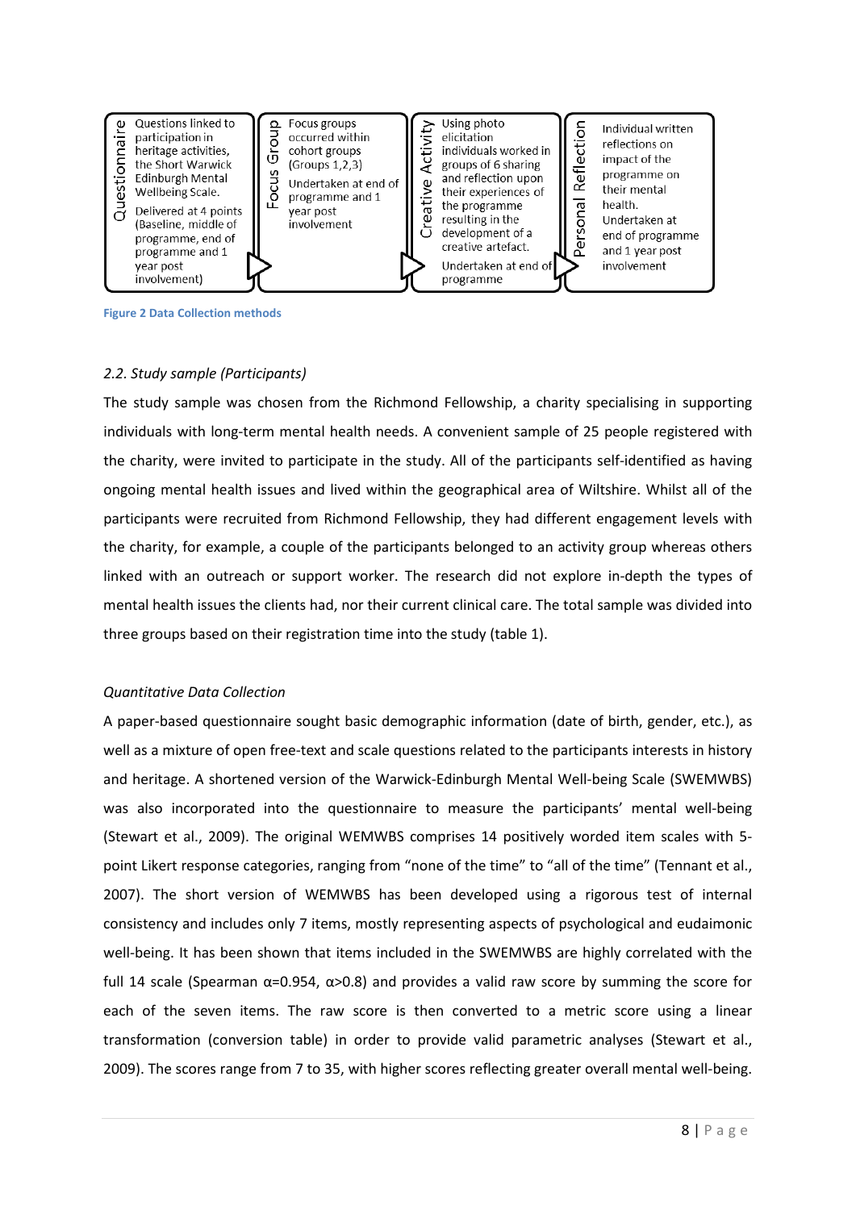| Questionnaire | Focus Group | Creative Activity | Personal Reflection |
|---|---|---|---|
| Questions linked to participation in heritage activities, the Short Warwick Edinburgh Mental Wellbeing Scale. Delivered at 4 points (Baseline, middle of programme, end of programme and 1 year post involvement) | Focus groups occurred within cohort groups (Groups 1,2,3) Undertaken at end of programme and 1 year post involvement | Using photo elicitation individuals worked in groups of 6 sharing and reflection upon their experiences of the programme resulting in the development of a creative artefact. Undertaken at end of programme | Individual written reflections on impact of the programme on their mental health. Undertaken at end of programme and 1 year post involvement |

**Figure 2 Data Collection methods**

### *2.2. Study sample (Participants)*

The study sample was chosen from the Richmond Fellowship, a charity specialising in supporting individuals with long-term mental health needs. A convenient sample of 25 people registered with the charity, were invited to participate in the study. All of the participants self-identified as having ongoing mental health issues and lived within the geographical area of Wiltshire. Whilst all of the participants were recruited from Richmond Fellowship, they had different engagement levels with the charity, for example, a couple of the participants belonged to an activity group whereas others linked with an outreach or support worker. The research did not explore in-depth the types of mental health issues the clients had, nor their current clinical care. The total sample was divided into three groups based on their registration time into the study (table 1).

### *Quantitative Data Collection*

A paper-based questionnaire sought basic demographic information (date of birth, gender, etc.), as well as a mixture of open free-text and scale questions related to the participants interests in history and heritage. A shortened version of the Warwick-Edinburgh Mental Well-being Scale (SWEMWBS) was also incorporated into the questionnaire to measure the participants' mental well-being (Stewart et al., 2009). The original WEMWBS comprises 14 positively worded item scales with 5-point Likert response categories, ranging from "none of the time" to "all of the time" (Tennant et al., 2007). The short version of WEMWBS has been developed using a rigorous test of internal consistency and includes only 7 items, mostly representing aspects of psychological and eudaimonic well-being. It has been shown that items included in the SWEMWBS are highly correlated with the full 14 scale (Spearman $\alpha$=0.954, $\alpha$>0.8) and provides a valid raw score by summing the score for each of the seven items. The raw score is then converted to a metric score using a linear transformation (conversion table) in order to provide valid parametric analyses (Stewart et al., 2009). The scores range from 7 to 35, with higher scores reflecting greater overall mental well-being.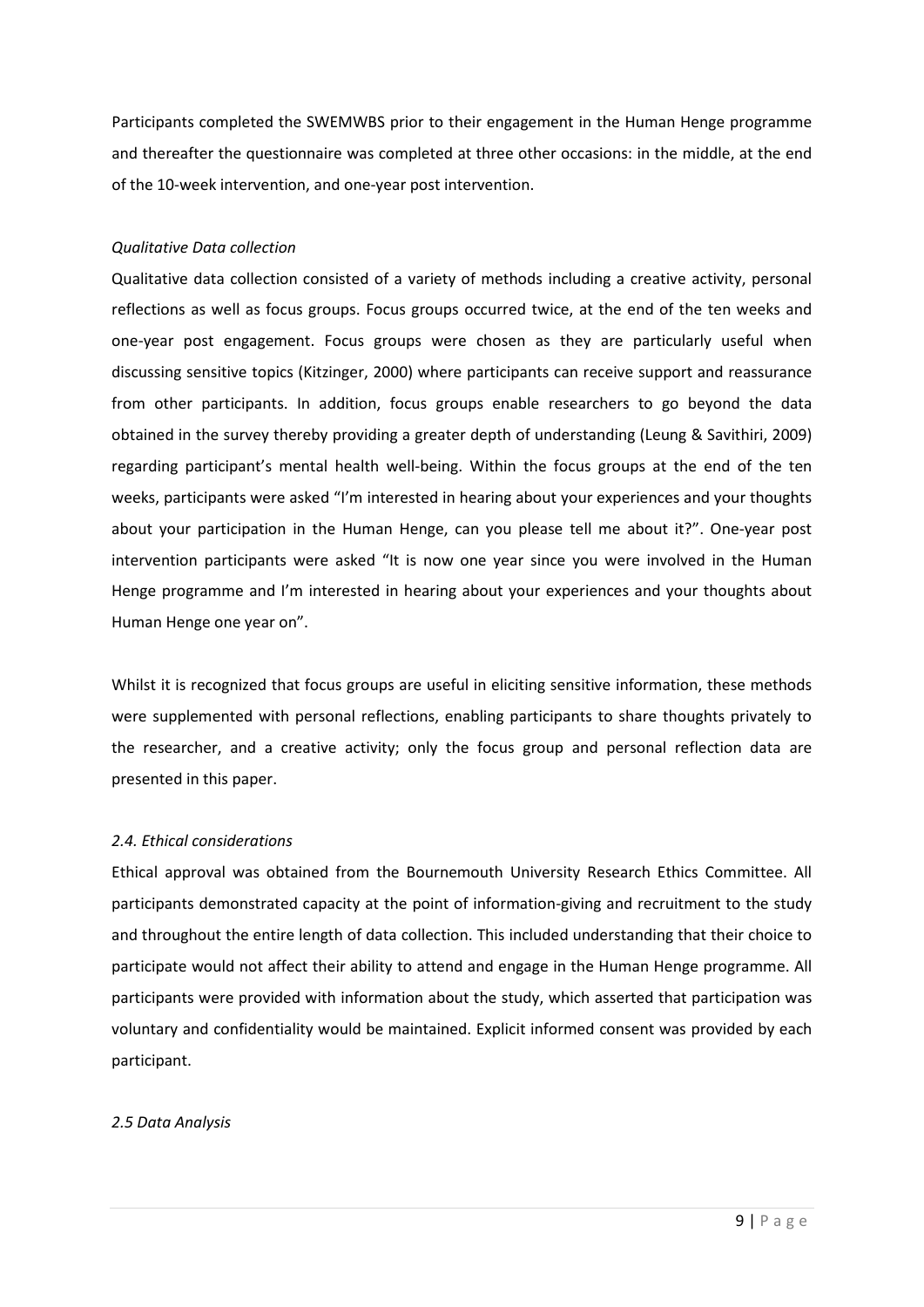Participants completed the SWEMWBS prior to their engagement in the Human Henge programme and thereafter the questionnaire was completed at three other occasions: in the middle, at the end of the 10-week intervention, and one-year post intervention.

*Qualitative Data collection*

Qualitative data collection consisted of a variety of methods including a creative activity, personal reflections as well as focus groups. Focus groups occurred twice, at the end of the ten weeks and one-year post engagement. Focus groups were chosen as they are particularly useful when discussing sensitive topics (Kitzinger, 2000) where participants can receive support and reassurance from other participants. In addition, focus groups enable researchers to go beyond the data obtained in the survey thereby providing a greater depth of understanding (Leung & Savithiri, 2009) regarding participant's mental health well-being. Within the focus groups at the end of the ten weeks, participants were asked "I'm interested in hearing about your experiences and your thoughts about your participation in the Human Henge, can you please tell me about it?". One-year post intervention participants were asked "It is now one year since you were involved in the Human Henge programme and I'm interested in hearing about your experiences and your thoughts about Human Henge one year on".

Whilst it is recognized that focus groups are useful in eliciting sensitive information, these methods were supplemented with personal reflections, enabling participants to share thoughts privately to the researcher, and a creative activity; only the focus group and personal reflection data are presented in this paper.

### *2.4. Ethical considerations*

Ethical approval was obtained from the Bournemouth University Research Ethics Committee. All participants demonstrated capacity at the point of information-giving and recruitment to the study and throughout the entire length of data collection. This included understanding that their choice to participate would not affect their ability to attend and engage in the Human Henge programme. All participants were provided with information about the study, which asserted that participation was voluntary and confidentiality would be maintained. Explicit informed consent was provided by each participant.

### *2.5 Data Analysis*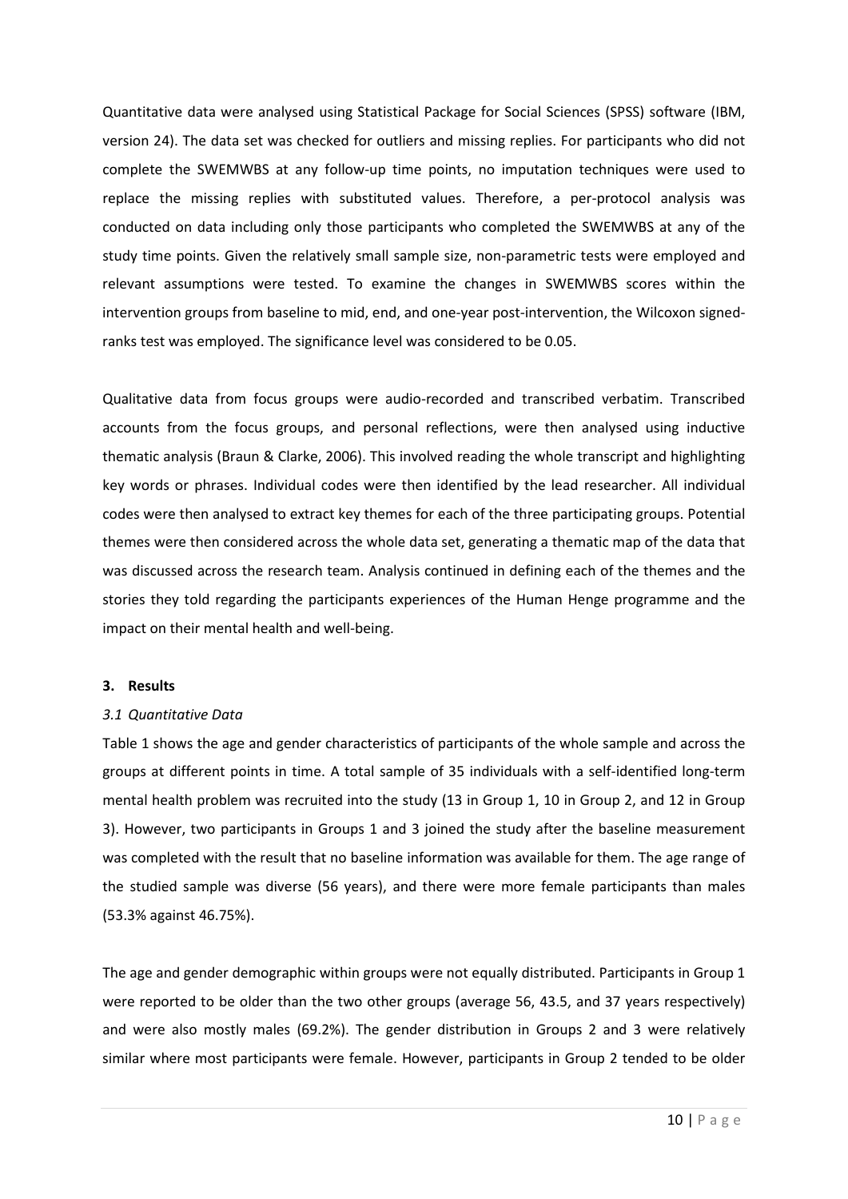Quantitative data were analysed using Statistical Package for Social Sciences (SPSS) software (IBM, version 24). The data set was checked for outliers and missing replies. For participants who did not complete the SWEMWBS at any follow-up time points, no imputation techniques were used to replace the missing replies with substituted values. Therefore, a per-protocol analysis was conducted on data including only those participants who completed the SWEMWBS at any of the study time points. Given the relatively small sample size, non-parametric tests were employed and relevant assumptions were tested. To examine the changes in SWEMWBS scores within the intervention groups from baseline to mid, end, and one-year post-intervention, the Wilcoxon signed-ranks test was employed. The significance level was considered to be 0.05.

Qualitative data from focus groups were audio-recorded and transcribed verbatim. Transcribed accounts from the focus groups, and personal reflections, were then analysed using inductive thematic analysis (Braun & Clarke, 2006). This involved reading the whole transcript and highlighting key words or phrases. Individual codes were then identified by the lead researcher. All individual codes were then analysed to extract key themes for each of the three participating groups. Potential themes were then considered across the whole data set, generating a thematic map of the data that was discussed across the research team. Analysis continued in defining each of the themes and the stories they told regarding the participants experiences of the Human Henge programme and the impact on their mental health and well-being.

## 3. Results

### *3.1 Quantitative Data*

Table 1 shows the age and gender characteristics of participants of the whole sample and across the groups at different points in time. A total sample of 35 individuals with a self-identified long-term mental health problem was recruited into the study (13 in Group 1, 10 in Group 2, and 12 in Group 3). However, two participants in Groups 1 and 3 joined the study after the baseline measurement was completed with the result that no baseline information was available for them. The age range of the studied sample was diverse (56 years), and there were more female participants than males (53.3% against 46.75%).

The age and gender demographic within groups were not equally distributed. Participants in Group 1 were reported to be older than the two other groups (average 56, 43.5, and 37 years respectively) and were also mostly males (69.2%). The gender distribution in Groups 2 and 3 were relatively similar where most participants were female. However, participants in Group 2 tended to be older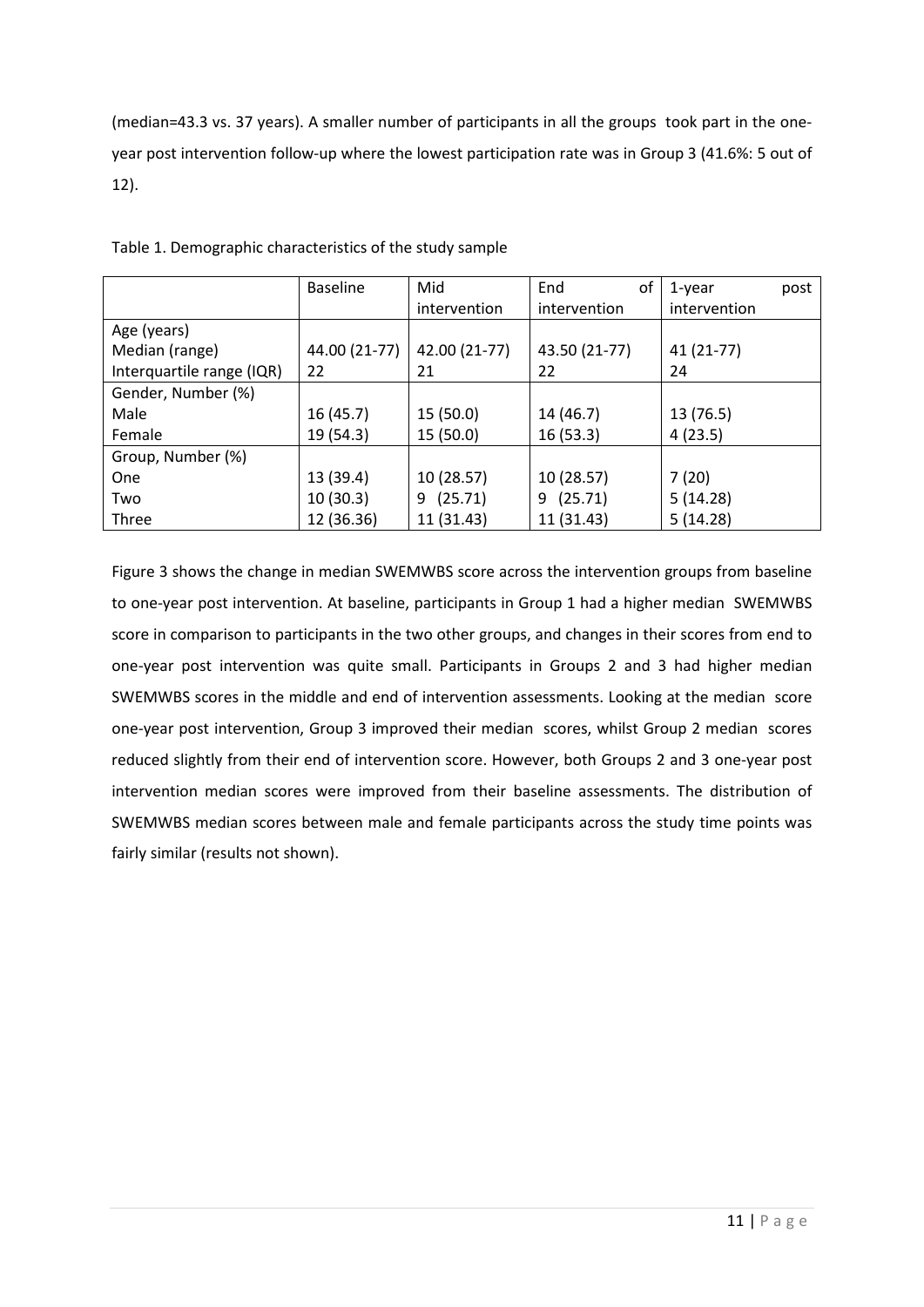(median=43.3 vs. 37 years). A smaller number of participants in all the groups took part in the one-year post intervention follow-up where the lowest participation rate was in Group 3 (41.6%: 5 out of 12).

Table 1. Demographic characteristics of the study sample

| | Baseline | Mid intervention | End of intervention | 1-year post intervention |
|---|---|---|---|---|
| Age (years) | | | | |
| Median (range) | 44.00 (21-77) | 42.00 (21-77) | 43.50 (21-77) | 41 (21-77) |
| Interquartile range (IQR) | 22 | 21 | 22 | 24 |
| Gender, Number (%) | | | | |
| Male | 16 (45.7) | 15 (50.0) | 14 (46.7) | 13 (76.5) |
| Female | 19 (54.3) | 15 (50.0) | 16 (53.3) | 4 (23.5) |
| Group, Number (%) | | | | |
| One | 13 (39.4) | 10 (28.57) | 10 (28.57) | 7 (20) |
| Two | 10 (30.3) | 9 (25.71) | 9 (25.71) | 5 (14.28) |
| Three | 12 (36.36) | 11 (31.43) | 11 (31.43) | 5 (14.28) |

Figure 3 shows the change in median SWEMWBS score across the intervention groups from baseline to one-year post intervention. At baseline, participants in Group 1 had a higher median SWEMWBS score in comparison to participants in the two other groups, and changes in their scores from end to one-year post intervention was quite small. Participants in Groups 2 and 3 had higher median SWEMWBS scores in the middle and end of intervention assessments. Looking at the median score one-year post intervention, Group 3 improved their median scores, whilst Group 2 median scores reduced slightly from their end of intervention score. However, both Groups 2 and 3 one-year post intervention median scores were improved from their baseline assessments. The distribution of SWEMWBS median scores between male and female participants across the study time points was fairly similar (results not shown).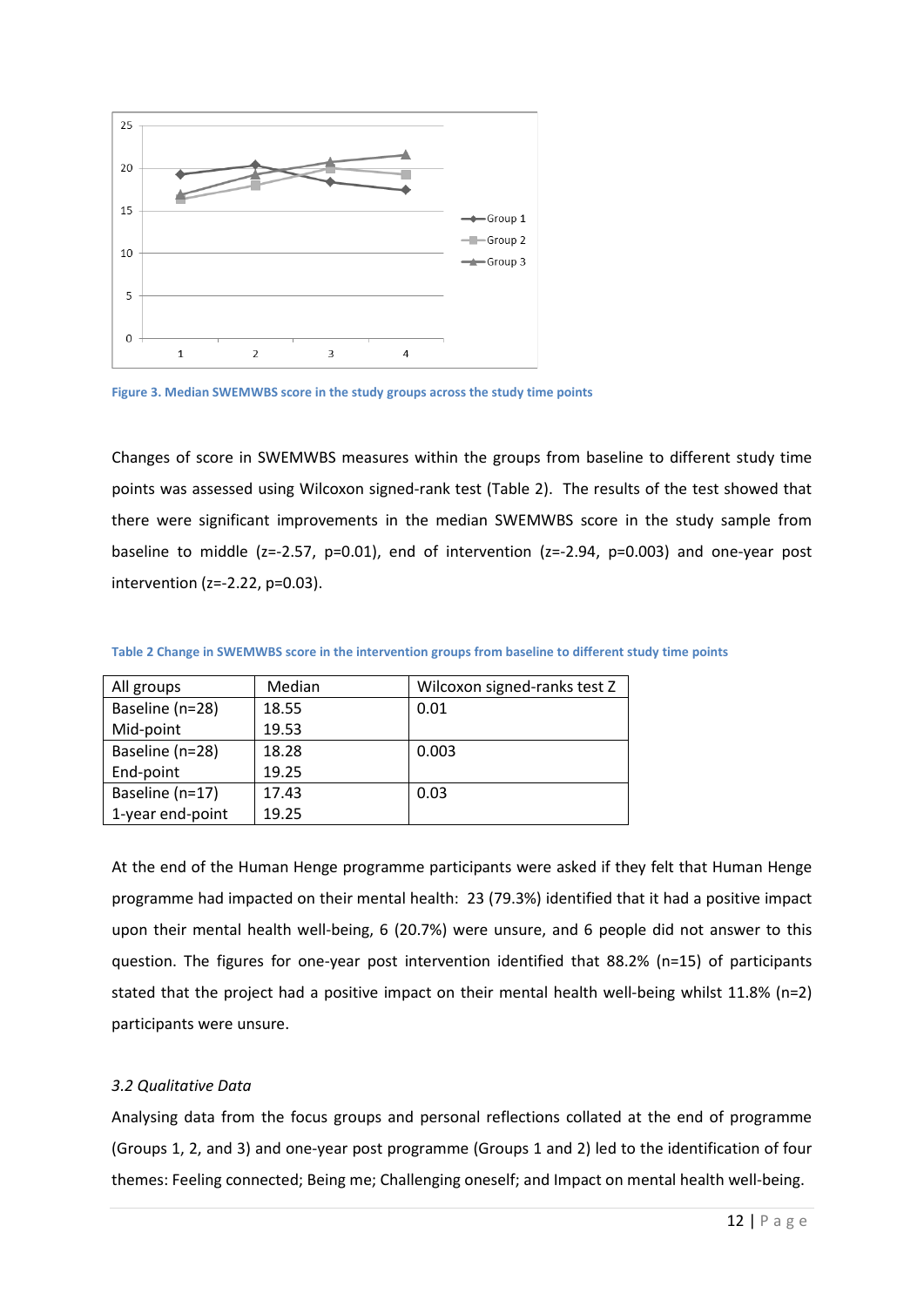Figure 3. Median SWEMWBS score in the study groups across the study time points

Changes of score in SWEMWBS measures within the groups from baseline to different study time points was assessed using Wilcoxon signed-rank test (Table 2). The results of the test showed that there were significant improvements in the median SWEMWBS score in the study sample from baseline to middle ($z=-2.57$, $p=0.01$), end of intervention ($z=-2.94$, $p=0.003$) and one-year post intervention ($z=-2.22$, $p=0.03$).

Table 2 Change in SWEMWBS score in the intervention groups from baseline to different study time points

| All groups | Median | Wilcoxon signed-ranks test Z |
|---|---|---|
| Baseline (n=28)<br>Mid-point | 18.55<br>19.53 | 0.01 |
| Baseline (n=28)<br>End-point | 18.28<br>19.25 | 0.003 |
| Baseline (n=17)<br>1-year end-point | 17.43<br>19.25 | 0.03 |

At the end of the Human Henge programme participants were asked if they felt that Human Henge programme had impacted on their mental health: 23 (79.3%) identified that it had a positive impact upon their mental health well-being, 6 (20.7%) were unsure, and 6 people did not answer to this question. The figures for one-year post intervention identified that 88.2% (n=15) of participants stated that the project had a positive impact on their mental health well-being whilst 11.8% (n=2) participants were unsure.

### *3.2 Qualitative Data*

Analysing data from the focus groups and personal reflections collated at the end of programme (Groups 1, 2, and 3) and one-year post programme (Groups 1 and 2) led to the identification of four themes: Feeling connected; Being me; Challenging oneself; and Impact on mental health well-being.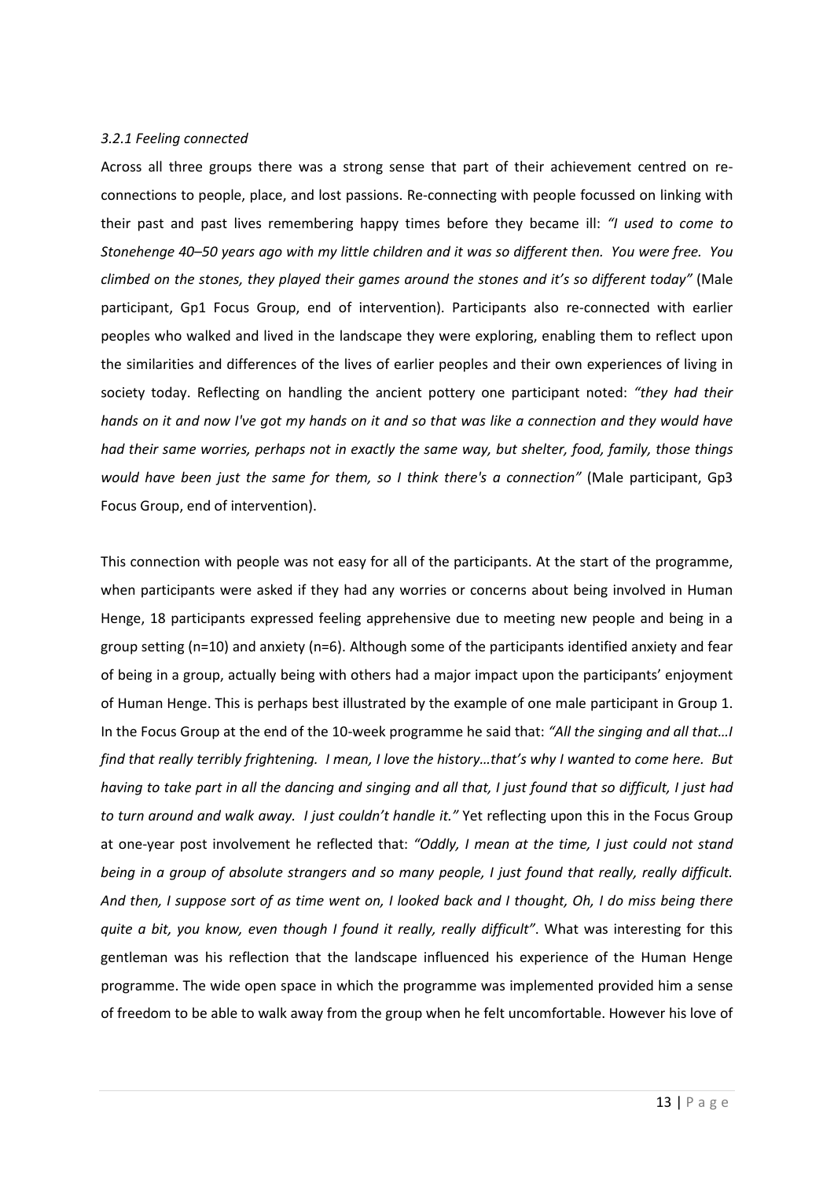### *3.2.1 Feeling connected*

Across all three groups there was a strong sense that part of their achievement centred on re-connections to people, place, and lost passions. Re-connecting with people focussed on linking with their past and past lives remembering happy times before they became ill: *"I used to come to Stonehenge 40–50 years ago with my little children and it was so different then. You were free. You climbed on the stones, they played their games around the stones and it's so different today"* (Male participant, Gp1 Focus Group, end of intervention). Participants also re-connected with earlier peoples who walked and lived in the landscape they were exploring, enabling them to reflect upon the similarities and differences of the lives of earlier peoples and their own experiences of living in society today. Reflecting on handling the ancient pottery one participant noted: *"they had their hands on it and now I've got my hands on it and so that was like a connection and they would have had their same worries, perhaps not in exactly the same way, but shelter, food, family, those things would have been just the same for them, so I think there's a connection"* (Male participant, Gp3 Focus Group, end of intervention).

This connection with people was not easy for all of the participants. At the start of the programme, when participants were asked if they had any worries or concerns about being involved in Human Henge, 18 participants expressed feeling apprehensive due to meeting new people and being in a group setting (n=10) and anxiety (n=6). Although some of the participants identified anxiety and fear of being in a group, actually being with others had a major impact upon the participants' enjoyment of Human Henge. This is perhaps best illustrated by the example of one male participant in Group 1. In the Focus Group at the end of the 10-week programme he said that: *"All the singing and all that…I find that really terribly frightening. I mean, I love the history…that's why I wanted to come here. But having to take part in all the dancing and singing and all that, I just found that so difficult, I just had to turn around and walk away. I just couldn't handle it."* Yet reflecting upon this in the Focus Group at one-year post involvement he reflected that: *"Oddly, I mean at the time, I just could not stand being in a group of absolute strangers and so many people, I just found that really, really difficult. And then, I suppose sort of as time went on, I looked back and I thought, Oh, I do miss being there quite a bit, you know, even though I found it really, really difficult"*. What was interesting for this gentleman was his reflection that the landscape influenced his experience of the Human Henge programme. The wide open space in which the programme was implemented provided him a sense of freedom to be able to walk away from the group when he felt uncomfortable. However his love of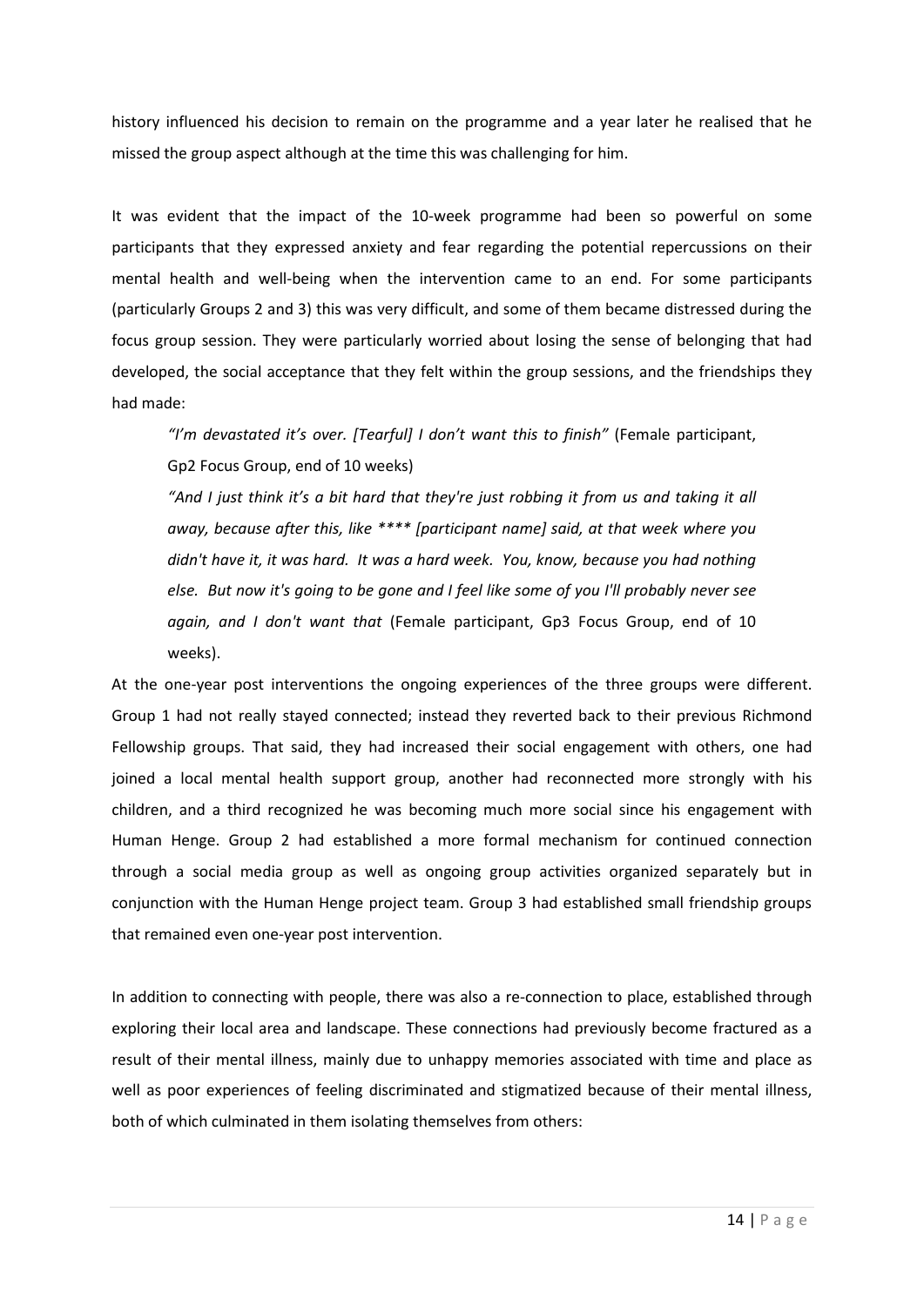history influenced his decision to remain on the programme and a year later he realised that he missed the group aspect although at the time this was challenging for him.

It was evident that the impact of the 10-week programme had been so powerful on some participants that they expressed anxiety and fear regarding the potential repercussions on their mental health and well-being when the intervention came to an end. For some participants (particularly Groups 2 and 3) this was very difficult, and some of them became distressed during the focus group session. They were particularly worried about losing the sense of belonging that had developed, the social acceptance that they felt within the group sessions, and the friendships they had made:

> *"I'm devastated it's over. [Tearful] I don't want this to finish"* (Female participant, Gp2 Focus Group, end of 10 weeks)
>
> *"And I just think it's a bit hard that they're just robbing it from us and taking it all away, because after this, like **** [participant name] said, at that week where you didn't have it, it was hard. It was a hard week. You, know, because you had nothing else. But now it's going to be gone and I feel like some of you I'll probably never see again, and I don't want that* (Female participant, Gp3 Focus Group, end of 10 weeks).

At the one-year post interventions the ongoing experiences of the three groups were different. Group 1 had not really stayed connected; instead they reverted back to their previous Richmond Fellowship groups. That said, they had increased their social engagement with others, one had joined a local mental health support group, another had reconnected more strongly with his children, and a third recognized he was becoming much more social since his engagement with Human Henge. Group 2 had established a more formal mechanism for continued connection through a social media group as well as ongoing group activities organized separately but in conjunction with the Human Henge project team. Group 3 had established small friendship groups that remained even one-year post intervention.

In addition to connecting with people, there was also a re-connection to place, established through exploring their local area and landscape. These connections had previously become fractured as a result of their mental illness, mainly due to unhappy memories associated with time and place as well as poor experiences of feeling discriminated and stigmatized because of their mental illness, both of which culminated in them isolating themselves from others: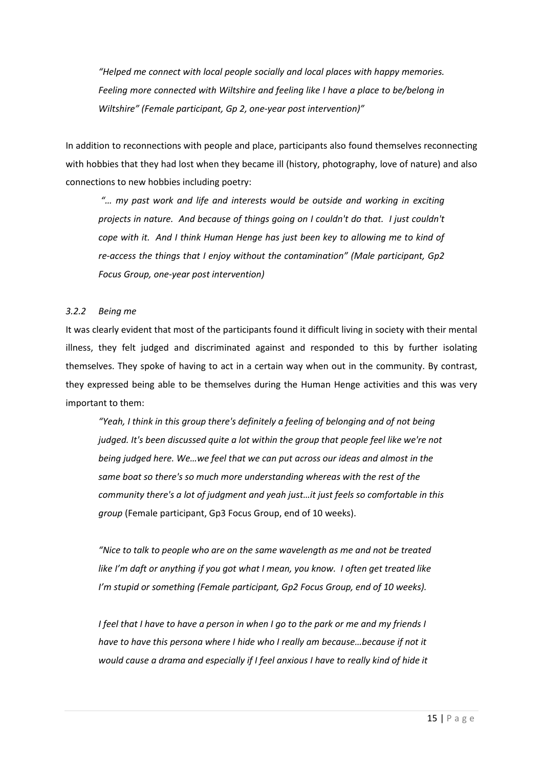> *"Helped me connect with local people socially and local places with happy memories. Feeling more connected with Wiltshire and feeling like I have a place to be/belong in Wiltshire" (Female participant, Gp 2, one-year post intervention)"*

In addition to reconnections with people and place, participants also found themselves reconnecting with hobbies that they had lost when they became ill (history, photography, love of nature) and also connections to new hobbies including poetry:

> *"… my past work and life and interests would be outside and working in exciting projects in nature. And because of things going on I couldn't do that. I just couldn't cope with it. And I think Human Henge has just been key to allowing me to kind of re-access the things that I enjoy without the contamination" (Male participant, Gp2 Focus Group, one-year post intervention)*

### *3.2.2 Being me*

It was clearly evident that most of the participants found it difficult living in society with their mental illness, they felt judged and discriminated against and responded to this by further isolating themselves. They spoke of having to act in a certain way when out in the community. By contrast, they expressed being able to be themselves during the Human Henge activities and this was very important to them:

> *"Yeah, I think in this group there's definitely a feeling of belonging and of not being judged. It's been discussed quite a lot within the group that people feel like we're not being judged here. We…we feel that we can put across our ideas and almost in the same boat so there's so much more understanding whereas with the rest of the community there's a lot of judgment and yeah just…it just feels so comfortable in this group* (Female participant, Gp3 Focus Group, end of 10 weeks).

> *"Nice to talk to people who are on the same wavelength as me and not be treated like I'm daft or anything if you got what I mean, you know. I often get treated like I'm stupid or something (Female participant, Gp2 Focus Group, end of 10 weeks).*

> *I feel that I have to have a person in when I go to the park or me and my friends I have to have this persona where I hide who I really am because…because if not it would cause a drama and especially if I feel anxious I have to really kind of hide it*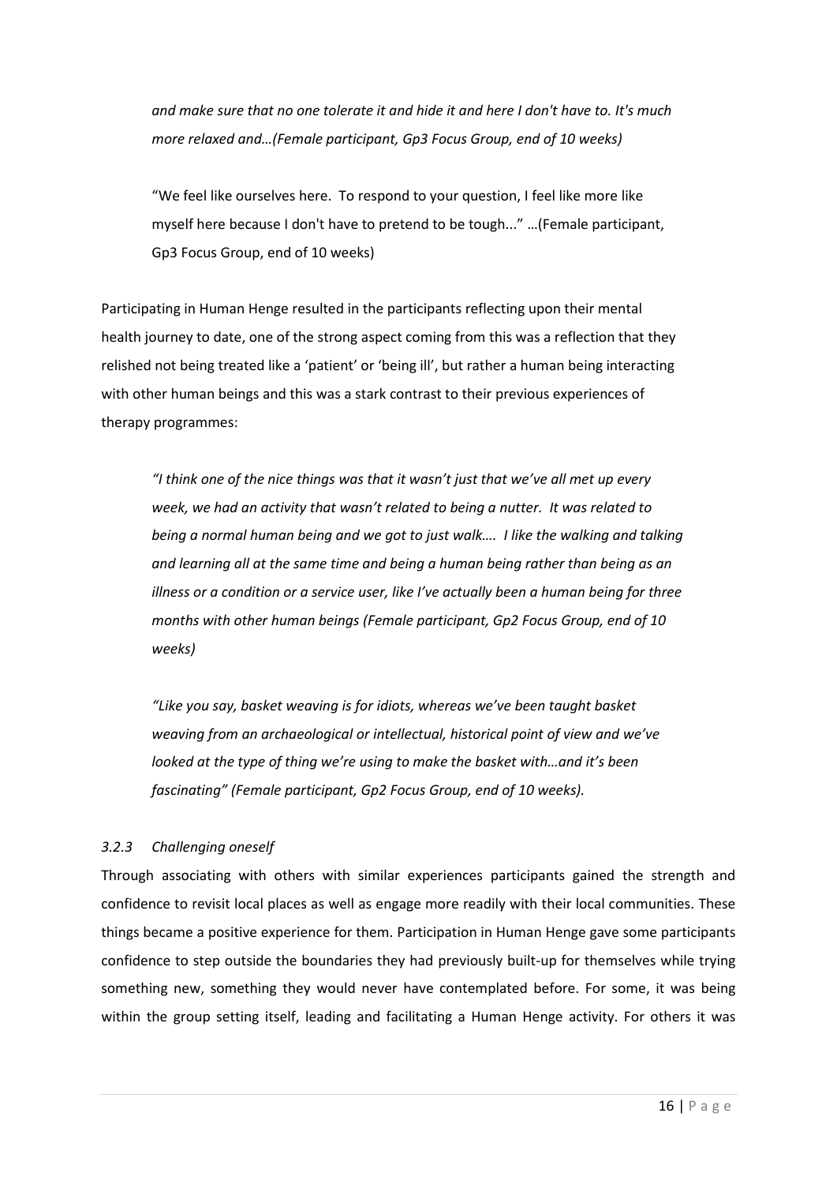*and make sure that no one tolerate it and hide it and here I don't have to. It's much more relaxed and…(Female participant, Gp3 Focus Group, end of 10 weeks)*

"We feel like ourselves here. To respond to your question, I feel like more like myself here because I don't have to pretend to be tough..." …(Female participant, Gp3 Focus Group, end of 10 weeks)

Participating in Human Henge resulted in the participants reflecting upon their mental health journey to date, one of the strong aspect coming from this was a reflection that they relished not being treated like a 'patient' or 'being ill', but rather a human being interacting with other human beings and this was a stark contrast to their previous experiences of therapy programmes:

*"I think one of the nice things was that it wasn't just that we've all met up every week, we had an activity that wasn't related to being a nutter. It was related to being a normal human being and we got to just walk…. I like the walking and talking and learning all at the same time and being a human being rather than being as an illness or a condition or a service user, like I've actually been a human being for three months with other human beings (Female participant, Gp2 Focus Group, end of 10 weeks)*

*"Like you say, basket weaving is for idiots, whereas we've been taught basket weaving from an archaeological or intellectual, historical point of view and we've looked at the type of thing we're using to make the basket with…and it's been fascinating" (Female participant, Gp2 Focus Group, end of 10 weeks).*

### *3.2.3 Challenging oneself*

Through associating with others with similar experiences participants gained the strength and confidence to revisit local places as well as engage more readily with their local communities. These things became a positive experience for them. Participation in Human Henge gave some participants confidence to step outside the boundaries they had previously built-up for themselves while trying something new, something they would never have contemplated before. For some, it was being within the group setting itself, leading and facilitating a Human Henge activity. For others it was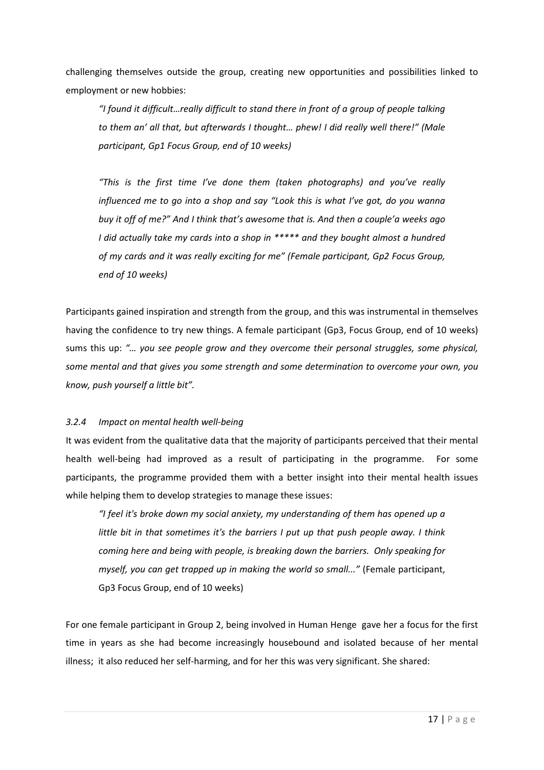challenging themselves outside the group, creating new opportunities and possibilities linked to employment or new hobbies:

> *"I found it difficult…really difficult to stand there in front of a group of people talking to them an' all that, but afterwards I thought… phew! I did really well there!" (Male participant, Gp1 Focus Group, end of 10 weeks)*

> *"This is the first time I've done them (taken photographs) and you've really influenced me to go into a shop and say "Look this is what I've got, do you wanna buy it off of me?" And I think that's awesome that is. And then a couple'a weeks ago I did actually take my cards into a shop in ***** and they bought almost a hundred of my cards and it was really exciting for me" (Female participant, Gp2 Focus Group, end of 10 weeks)*

Participants gained inspiration and strength from the group, and this was instrumental in themselves having the confidence to try new things. A female participant (Gp3, Focus Group, end of 10 weeks) sums this up: *"… you see people grow and they overcome their personal struggles, some physical, some mental and that gives you some strength and some determination to overcome your own, you know, push yourself a little bit".*

#### *3.2.4 Impact on mental health well-being*

It was evident from the qualitative data that the majority of participants perceived that their mental health well-being had improved as a result of participating in the programme. For some participants, the programme provided them with a better insight into their mental health issues while helping them to develop strategies to manage these issues:

> *"I feel it's broke down my social anxiety, my understanding of them has opened up a little bit in that sometimes it's the barriers I put up that push people away. I think coming here and being with people, is breaking down the barriers. Only speaking for myself, you can get trapped up in making the world so small..."* (Female participant, Gp3 Focus Group, end of 10 weeks)

For one female participant in Group 2, being involved in Human Henge gave her a focus for the first time in years as she had become increasingly housebound and isolated because of her mental illness; it also reduced her self-harming, and for her this was very significant. She shared: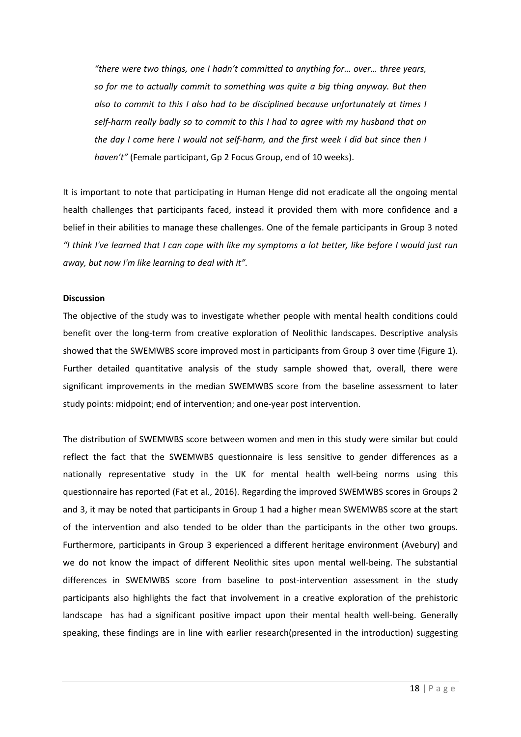> *"there were two things, one I hadn't committed to anything for… over… three years, so for me to actually commit to something was quite a big thing anyway. But then also to commit to this I also had to be disciplined because unfortunately at times I self-harm really badly so to commit to this I had to agree with my husband that on the day I come here I would not self-harm, and the first week I did but since then I haven't"* (Female participant, Gp 2 Focus Group, end of 10 weeks).

It is important to note that participating in Human Henge did not eradicate all the ongoing mental health challenges that participants faced, instead it provided them with more confidence and a belief in their abilities to manage these challenges. One of the female participants in Group 3 noted *"I think I've learned that I can cope with like my symptoms a lot better, like before I would just run away, but now I'm like learning to deal with it".*

**Discussion**

The objective of the study was to investigate whether people with mental health conditions could benefit over the long-term from creative exploration of Neolithic landscapes. Descriptive analysis showed that the SWEMWBS score improved most in participants from Group 3 over time (Figure 1). Further detailed quantitative analysis of the study sample showed that, overall, there were significant improvements in the median SWEMWBS score from the baseline assessment to later study points: midpoint; end of intervention; and one-year post intervention.

The distribution of SWEMWBS score between women and men in this study were similar but could reflect the fact that the SWEMWBS questionnaire is less sensitive to gender differences as a nationally representative study in the UK for mental health well-being norms using this questionnaire has reported (Fat et al., 2016). Regarding the improved SWEMWBS scores in Groups 2 and 3, it may be noted that participants in Group 1 had a higher mean SWEMWBS score at the start of the intervention and also tended to be older than the participants in the other two groups. Furthermore, participants in Group 3 experienced a different heritage environment (Avebury) and we do not know the impact of different Neolithic sites upon mental well-being. The substantial differences in SWEMWBS score from baseline to post-intervention assessment in the study participants also highlights the fact that involvement in a creative exploration of the prehistoric landscape has had a significant positive impact upon their mental health well-being. Generally speaking, these findings are in line with earlier research(presented in the introduction) suggesting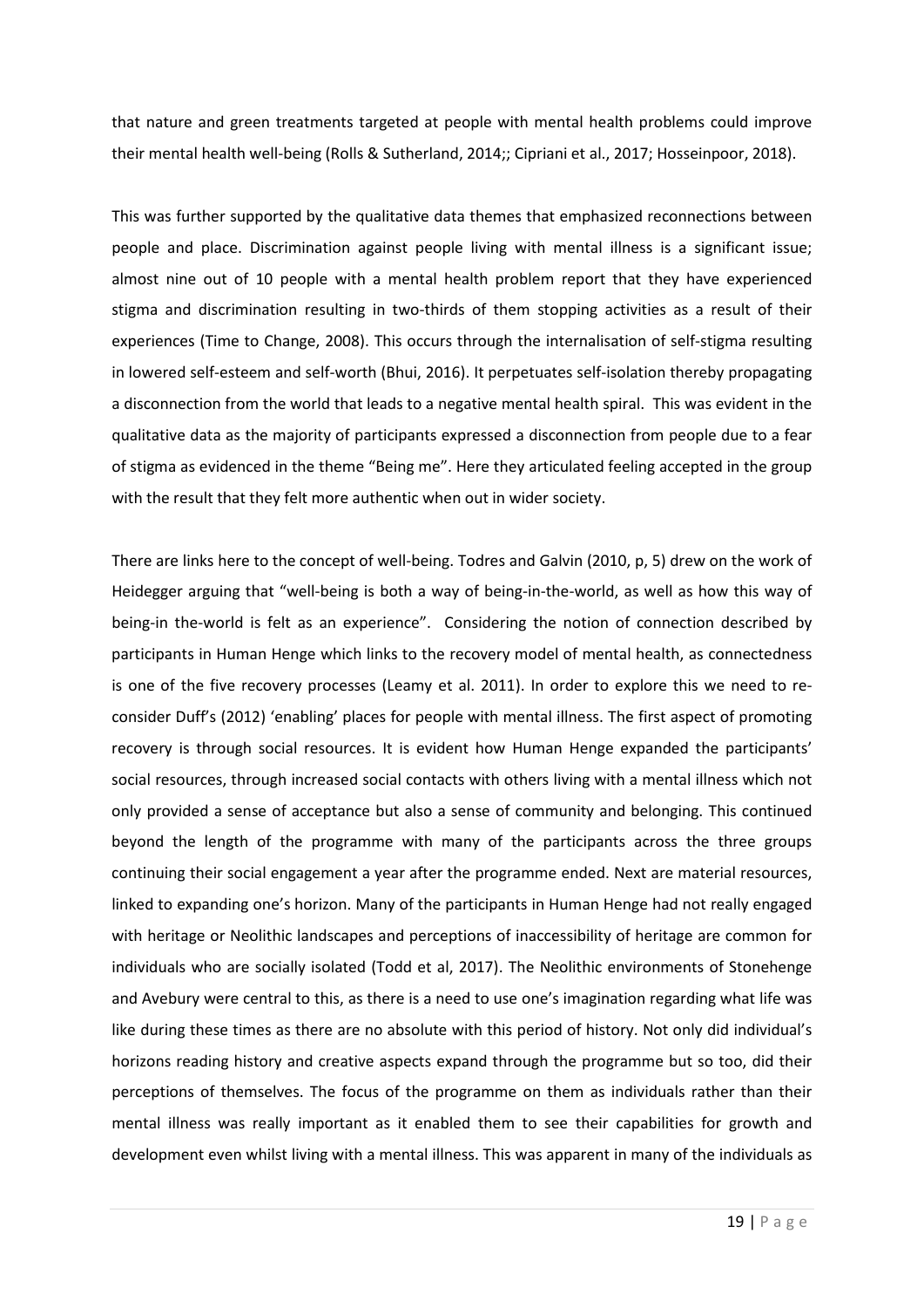that nature and green treatments targeted at people with mental health problems could improve their mental health well-being (Rolls & Sutherland, 2014;; Cipriani et al., 2017; Hosseinpoor, 2018).

This was further supported by the qualitative data themes that emphasized reconnections between people and place. Discrimination against people living with mental illness is a significant issue; almost nine out of 10 people with a mental health problem report that they have experienced stigma and discrimination resulting in two-thirds of them stopping activities as a result of their experiences (Time to Change, 2008). This occurs through the internalisation of self-stigma resulting in lowered self-esteem and self-worth (Bhui, 2016). It perpetuates self-isolation thereby propagating a disconnection from the world that leads to a negative mental health spiral. This was evident in the qualitative data as the majority of participants expressed a disconnection from people due to a fear of stigma as evidenced in the theme "Being me". Here they articulated feeling accepted in the group with the result that they felt more authentic when out in wider society.

There are links here to the concept of well-being. Todres and Galvin (2010, p, 5) drew on the work of Heidegger arguing that "well-being is both a way of being-in-the-world, as well as how this way of being-in the-world is felt as an experience". Considering the notion of connection described by participants in Human Henge which links to the recovery model of mental health, as connectedness is one of the five recovery processes (Leamy et al. 2011). In order to explore this we need to re-consider Duff's (2012) 'enabling' places for people with mental illness. The first aspect of promoting recovery is through social resources. It is evident how Human Henge expanded the participants' social resources, through increased social contacts with others living with a mental illness which not only provided a sense of acceptance but also a sense of community and belonging. This continued beyond the length of the programme with many of the participants across the three groups continuing their social engagement a year after the programme ended. Next are material resources, linked to expanding one's horizon. Many of the participants in Human Henge had not really engaged with heritage or Neolithic landscapes and perceptions of inaccessibility of heritage are common for individuals who are socially isolated (Todd et al, 2017). The Neolithic environments of Stonehenge and Avebury were central to this, as there is a need to use one's imagination regarding what life was like during these times as there are no absolute with this period of history. Not only did individual's horizons reading history and creative aspects expand through the programme but so too, did their perceptions of themselves. The focus of the programme on them as individuals rather than their mental illness was really important as it enabled them to see their capabilities for growth and development even whilst living with a mental illness. This was apparent in many of the individuals as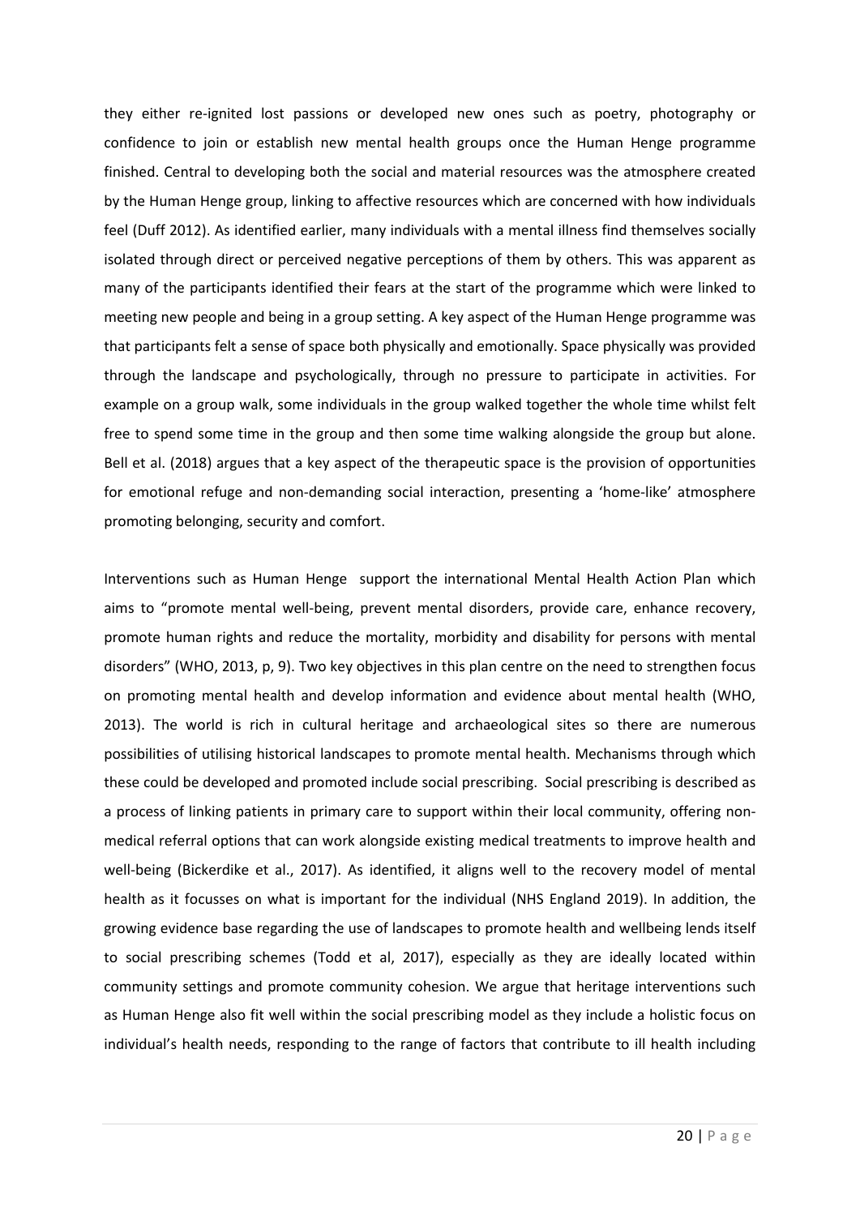they either re-ignited lost passions or developed new ones such as poetry, photography or confidence to join or establish new mental health groups once the Human Henge programme finished. Central to developing both the social and material resources was the atmosphere created by the Human Henge group, linking to affective resources which are concerned with how individuals feel (Duff 2012). As identified earlier, many individuals with a mental illness find themselves socially isolated through direct or perceived negative perceptions of them by others. This was apparent as many of the participants identified their fears at the start of the programme which were linked to meeting new people and being in a group setting. A key aspect of the Human Henge programme was that participants felt a sense of space both physically and emotionally. Space physically was provided through the landscape and psychologically, through no pressure to participate in activities. For example on a group walk, some individuals in the group walked together the whole time whilst felt free to spend some time in the group and then some time walking alongside the group but alone. Bell et al. (2018) argues that a key aspect of the therapeutic space is the provision of opportunities for emotional refuge and non-demanding social interaction, presenting a 'home-like' atmosphere promoting belonging, security and comfort.

Interventions such as Human Henge support the international Mental Health Action Plan which aims to "promote mental well-being, prevent mental disorders, provide care, enhance recovery, promote human rights and reduce the mortality, morbidity and disability for persons with mental disorders" (WHO, 2013, p, 9). Two key objectives in this plan centre on the need to strengthen focus on promoting mental health and develop information and evidence about mental health (WHO, 2013). The world is rich in cultural heritage and archaeological sites so there are numerous possibilities of utilising historical landscapes to promote mental health. Mechanisms through which these could be developed and promoted include social prescribing. Social prescribing is described as a process of linking patients in primary care to support within their local community, offering non-medical referral options that can work alongside existing medical treatments to improve health and well-being (Bickerdike et al., 2017). As identified, it aligns well to the recovery model of mental health as it focusses on what is important for the individual (NHS England 2019). In addition, the growing evidence base regarding the use of landscapes to promote health and wellbeing lends itself to social prescribing schemes (Todd et al, 2017), especially as they are ideally located within community settings and promote community cohesion. We argue that heritage interventions such as Human Henge also fit well within the social prescribing model as they include a holistic focus on individual's health needs, responding to the range of factors that contribute to ill health including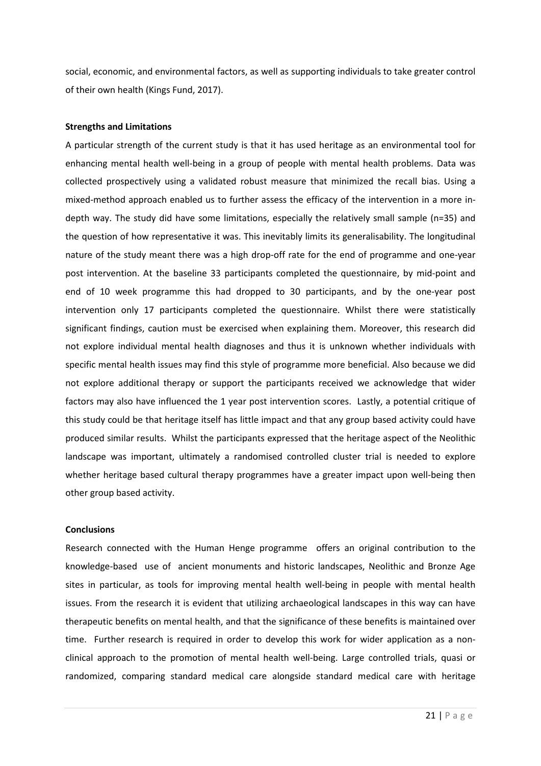social, economic, and environmental factors, as well as supporting individuals to take greater control of their own health (Kings Fund, 2017).

**Strengths and Limitations**

A particular strength of the current study is that it has used heritage as an environmental tool for enhancing mental health well-being in a group of people with mental health problems. Data was collected prospectively using a validated robust measure that minimized the recall bias. Using a mixed-method approach enabled us to further assess the efficacy of the intervention in a more in-depth way. The study did have some limitations, especially the relatively small sample (n=35) and the question of how representative it was. This inevitably limits its generalisability. The longitudinal nature of the study meant there was a high drop-off rate for the end of programme and one-year post intervention. At the baseline 33 participants completed the questionnaire, by mid-point and end of 10 week programme this had dropped to 30 participants, and by the one-year post intervention only 17 participants completed the questionnaire. Whilst there were statistically significant findings, caution must be exercised when explaining them. Moreover, this research did not explore individual mental health diagnoses and thus it is unknown whether individuals with specific mental health issues may find this style of programme more beneficial. Also because we did not explore additional therapy or support the participants received we acknowledge that wider factors may also have influenced the 1 year post intervention scores. Lastly, a potential critique of this study could be that heritage itself has little impact and that any group based activity could have produced similar results. Whilst the participants expressed that the heritage aspect of the Neolithic landscape was important, ultimately a randomised controlled cluster trial is needed to explore whether heritage based cultural therapy programmes have a greater impact upon well-being then other group based activity.

**Conclusions**

Research connected with the Human Henge programme offers an original contribution to the knowledge-based use of ancient monuments and historic landscapes, Neolithic and Bronze Age sites in particular, as tools for improving mental health well-being in people with mental health issues. From the research it is evident that utilizing archaeological landscapes in this way can have therapeutic benefits on mental health, and that the significance of these benefits is maintained over time. Further research is required in order to develop this work for wider application as a non-clinical approach to the promotion of mental health well-being. Large controlled trials, quasi or randomized, comparing standard medical care alongside standard medical care with heritage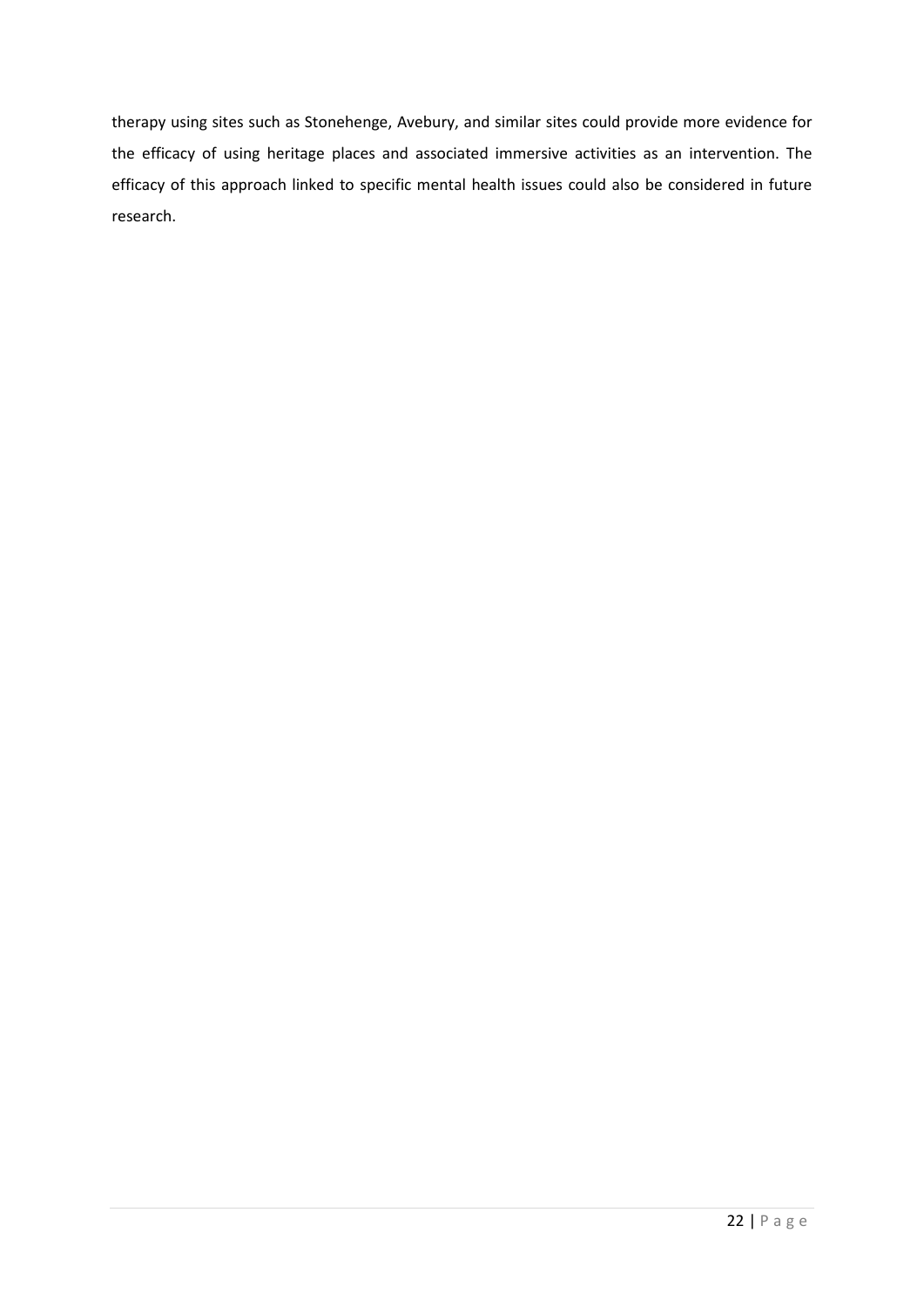therapy using sites such as Stonehenge, Avebury, and similar sites could provide more evidence for the efficacy of using heritage places and associated immersive activities as an intervention. The efficacy of this approach linked to specific mental health issues could also be considered in future research.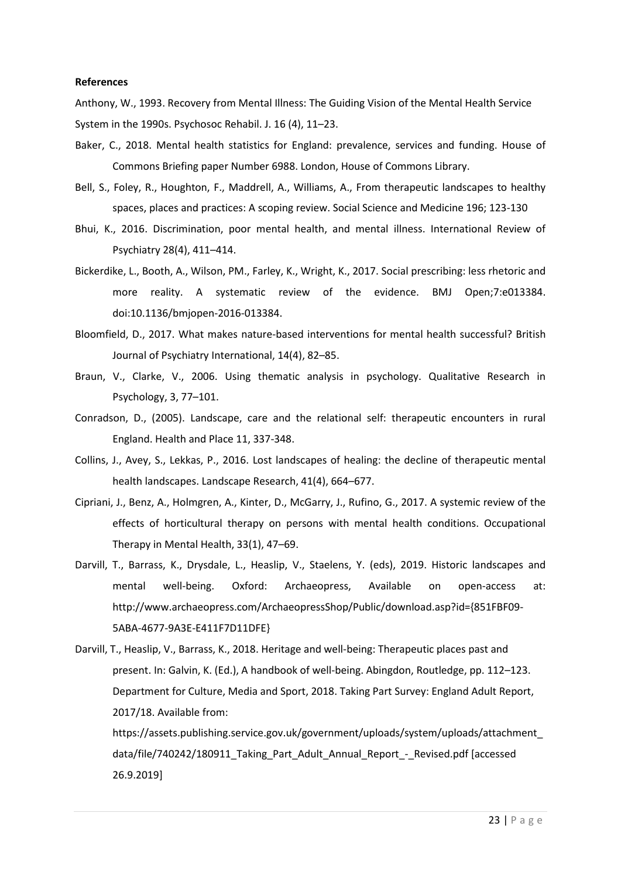**References**

Anthony, W., 1993. Recovery from Mental Illness: The Guiding Vision of the Mental Health Service System in the 1990s. Psychosoc Rehabil. J. 16 (4), 11–23.

Baker, C., 2018. Mental health statistics for England: prevalence, services and funding. House of Commons Briefing paper Number 6988. London, House of Commons Library.

Bell, S., Foley, R., Houghton, F., Maddrell, A., Williams, A., From therapeutic landscapes to healthy spaces, places and practices: A scoping review. Social Science and Medicine 196; 123-130

Bhui, K., 2016. Discrimination, poor mental health, and mental illness. International Review of Psychiatry 28(4), 411–414.

Bickerdike, L., Booth, A., Wilson, PM., Farley, K., Wright, K., 2017. Social prescribing: less rhetoric and more reality. A systematic review of the evidence. BMJ Open;7:e013384. doi:10.1136/bmjopen-2016-013384.

Bloomfield, D., 2017. What makes nature-based interventions for mental health successful? British Journal of Psychiatry International, 14(4), 82–85.

Braun, V., Clarke, V., 2006. Using thematic analysis in psychology. Qualitative Research in Psychology, 3, 77–101.

Conradson, D., (2005). Landscape, care and the relational self: therapeutic encounters in rural England. Health and Place 11, 337-348.

Collins, J., Avey, S., Lekkas, P., 2016. Lost landscapes of healing: the decline of therapeutic mental health landscapes. Landscape Research, 41(4), 664–677.

Cipriani, J., Benz, A., Holmgren, A., Kinter, D., McGarry, J., Rufino, G., 2017. A systemic review of the effects of horticultural therapy on persons with mental health conditions. Occupational Therapy in Mental Health, 33(1), 47–69.

Darvill, T., Barrass, K., Drysdale, L., Heaslip, V., Staelens, Y. (eds), 2019. Historic landscapes and mental well-being. Oxford: Archaeopress, Available on open-access at: http://www.archaeopress.com/ArchaeopressShop/Public/download.asp?id={851FBF09-5ABA-4677-9A3E-E411F7D11DFE}

Darvill, T., Heaslip, V., Barrass, K., 2018. Heritage and well-being: Therapeutic places past and present. In: Galvin, K. (Ed.), A handbook of well-being. Abingdon, Routledge, pp. 112–123.

Department for Culture, Media and Sport, 2018. Taking Part Survey: England Adult Report, 2017/18. Available from: https://assets.publishing.service.gov.uk/government/uploads/system/uploads/attachment_data/file/740242/180911_Taking_Part_Adult_Annual_Report_-_Revised.pdf [accessed 26.9.2019]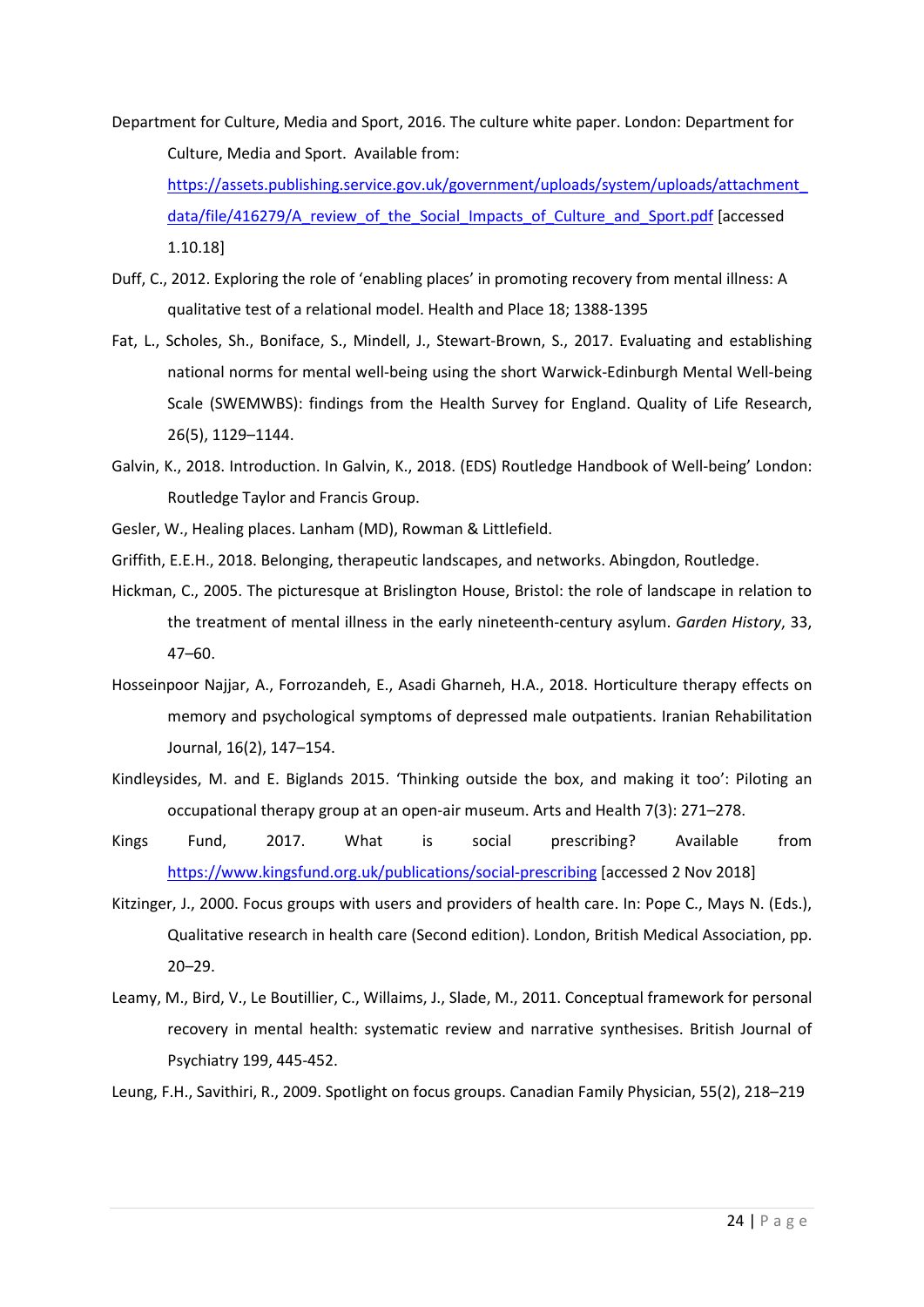Department for Culture, Media and Sport, 2016. The culture white paper. London: Department for Culture, Media and Sport. Available from: https://assets.publishing.service.gov.uk/government/uploads/system/uploads/attachment_data/file/416279/A_review_of_the_Social_Impacts_of_Culture_and_Sport.pdf [accessed 1.10.18]

Duff, C., 2012. Exploring the role of 'enabling places' in promoting recovery from mental illness: A qualitative test of a relational model. Health and Place 18; 1388-1395

Fat, L., Scholes, Sh., Boniface, S., Mindell, J., Stewart-Brown, S., 2017. Evaluating and establishing national norms for mental well-being using the short Warwick-Edinburgh Mental Well-being Scale (SWEMWBS): findings from the Health Survey for England. Quality of Life Research, 26(5), 1129–1144.

Galvin, K., 2018. Introduction. In Galvin, K., 2018. (EDS) Routledge Handbook of Well-being' London: Routledge Taylor and Francis Group.

Gesler, W., Healing places. Lanham (MD), Rowman & Littlefield.

Griffith, E.E.H., 2018. Belonging, therapeutic landscapes, and networks. Abingdon, Routledge.

Hickman, C., 2005. The picturesque at Brislington House, Bristol: the role of landscape in relation to the treatment of mental illness in the early nineteenth-century asylum. *Garden History*, 33, 47–60.

Hosseinpoor Najjar, A., Forrozandeh, E., Asadi Gharneh, H.A., 2018. Horticulture therapy effects on memory and psychological symptoms of depressed male outpatients. Iranian Rehabilitation Journal, 16(2), 147–154.

Kindleysides, M. and E. Biglands 2015. 'Thinking outside the box, and making it too': Piloting an occupational therapy group at an open-air museum. Arts and Health 7(3): 271–278.

Kings Fund, 2017. What is social prescribing? Available from https://www.kingsfund.org.uk/publications/social-prescribing [accessed 2 Nov 2018]

Kitzinger, J., 2000. Focus groups with users and providers of health care. In: Pope C., Mays N. (Eds.), Qualitative research in health care (Second edition). London, British Medical Association, pp. 20–29.

Leamy, M., Bird, V., Le Boutillier, C., Willaims, J., Slade, M., 2011. Conceptual framework for personal recovery in mental health: systematic review and narrative synthesises. British Journal of Psychiatry 199, 445-452.

Leung, F.H., Savithiri, R., 2009. Spotlight on focus groups. Canadian Family Physician, 55(2), 218–219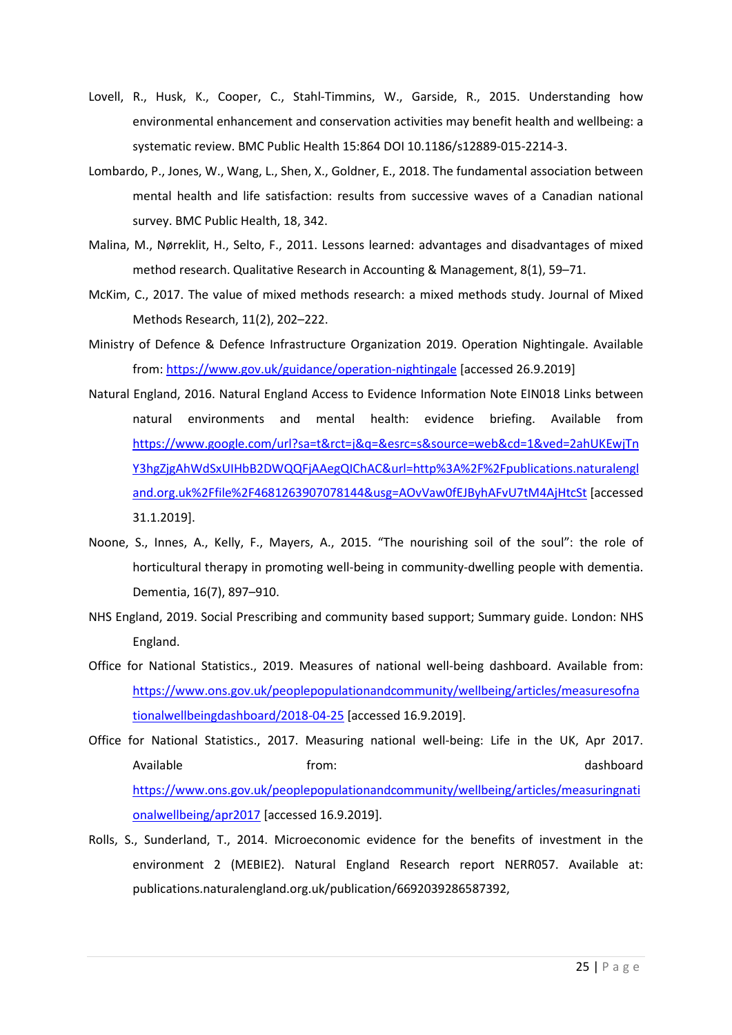Lovell, R., Husk, K., Cooper, C., Stahl-Timmins, W., Garside, R., 2015. Understanding how environmental enhancement and conservation activities may benefit health and wellbeing: a systematic review. BMC Public Health 15:864 DOI 10.1186/s12889-015-2214-3.

Lombardo, P., Jones, W., Wang, L., Shen, X., Goldner, E., 2018. The fundamental association between mental health and life satisfaction: results from successive waves of a Canadian national survey. BMC Public Health, 18, 342.

Malina, M., Nørreklit, H., Selto, F., 2011. Lessons learned: advantages and disadvantages of mixed method research. Qualitative Research in Accounting & Management, 8(1), 59–71.

McKim, C., 2017. The value of mixed methods research: a mixed methods study. Journal of Mixed Methods Research, 11(2), 202–222.

Ministry of Defence & Defence Infrastructure Organization 2019. Operation Nightingale. Available from: https://www.gov.uk/guidance/operation-nightingale [accessed 26.9.2019]

Natural England, 2016. Natural England Access to Evidence Information Note EIN018 Links between natural environments and mental health: evidence briefing. Available from https://www.google.com/url?sa=t&rct=j&q=&esrc=s&source=web&cd=1&ved=2ahUKEwjTnY3hgZjgAhWdSxUIHbB2DWQQFjAAegQIChAC&url=http%3A%2F%2Fpublications.naturalengland.org.uk%2Ffile%2F4681263907078144&usg=AOvVaw0fEJByhAFvU7tM4AjHtcSt [accessed 31.1.2019].

Noone, S., Innes, A., Kelly, F., Mayers, A., 2015. "The nourishing soil of the soul": the role of horticultural therapy in promoting well-being in community-dwelling people with dementia. Dementia, 16(7), 897–910.

NHS England, 2019. Social Prescribing and community based support; Summary guide. London: NHS England.

Office for National Statistics., 2019. Measures of national well-being dashboard. Available from: https://www.ons.gov.uk/peoplepopulationandcommunity/wellbeing/articles/measuresofnationalwellbeingdashboard/2018-04-25 [accessed 16.9.2019].

Office for National Statistics., 2017. Measuring national well-being: Life in the UK, Apr 2017. Available from: dashboard https://www.ons.gov.uk/peoplepopulationandcommunity/wellbeing/articles/measuringnationalwellbeing/apr2017 [accessed 16.9.2019].

Rolls, S., Sunderland, T., 2014. Microeconomic evidence for the benefits of investment in the environment 2 (MEBIE2). Natural England Research report NERR057. Available at: publications.naturalengland.org.uk/publication/6692039286587392,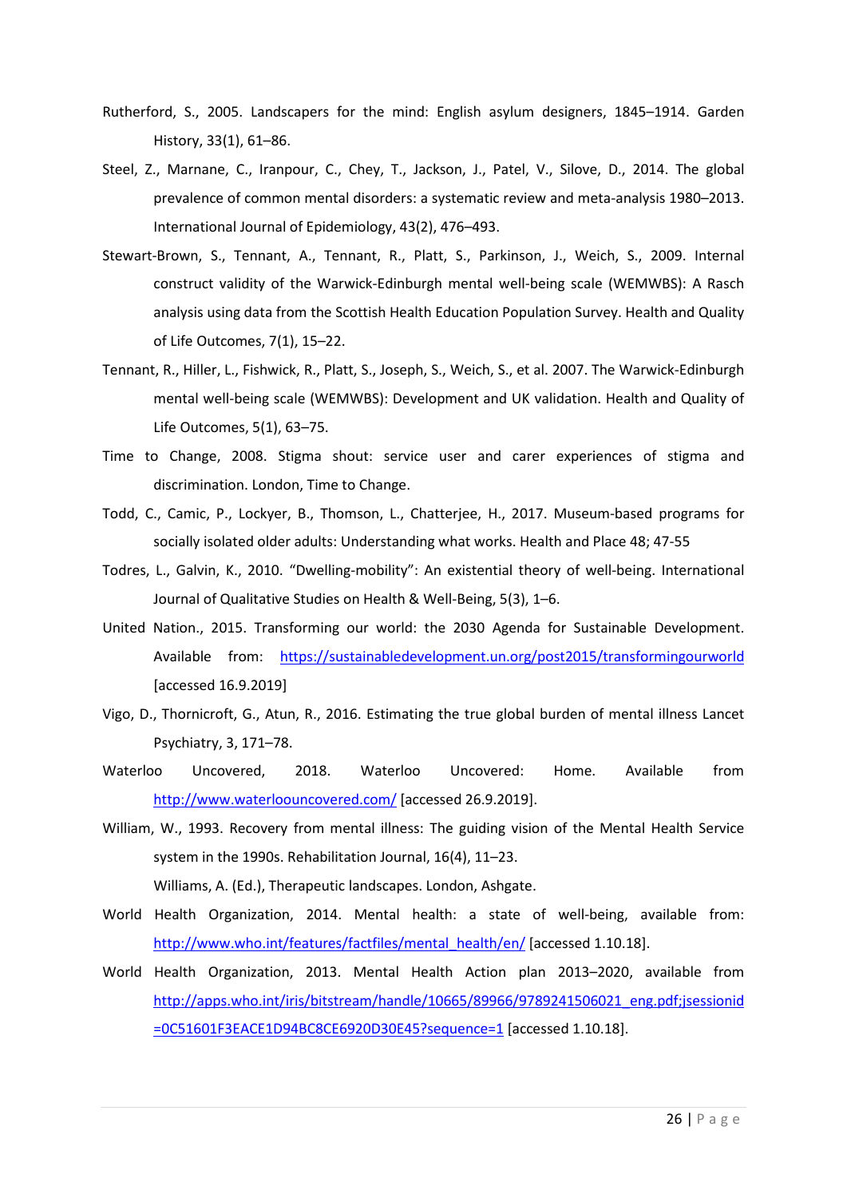Rutherford, S., 2005. Landscapers for the mind: English asylum designers, 1845–1914. Garden History, 33(1), 61–86.

Steel, Z., Marnane, C., Iranpour, C., Chey, T., Jackson, J., Patel, V., Silove, D., 2014. The global prevalence of common mental disorders: a systematic review and meta-analysis 1980–2013. International Journal of Epidemiology, 43(2), 476–493.

Stewart-Brown, S., Tennant, A., Tennant, R., Platt, S., Parkinson, J., Weich, S., 2009. Internal construct validity of the Warwick-Edinburgh mental well-being scale (WEMWBS): A Rasch analysis using data from the Scottish Health Education Population Survey. Health and Quality of Life Outcomes, 7(1), 15–22.

Tennant, R., Hiller, L., Fishwick, R., Platt, S., Joseph, S., Weich, S., et al. 2007. The Warwick-Edinburgh mental well-being scale (WEMWBS): Development and UK validation. Health and Quality of Life Outcomes, 5(1), 63–75.

Time to Change, 2008. Stigma shout: service user and carer experiences of stigma and discrimination. London, Time to Change.

Todd, C., Camic, P., Lockyer, B., Thomson, L., Chatterjee, H., 2017. Museum-based programs for socially isolated older adults: Understanding what works. Health and Place 48; 47-55

Todres, L., Galvin, K., 2010. "Dwelling-mobility": An existential theory of well-being. International Journal of Qualitative Studies on Health & Well-Being, 5(3), 1–6.

United Nation., 2015. Transforming our world: the 2030 Agenda for Sustainable Development. Available from: https://sustainabledevelopment.un.org/post2015/transformingourworld [accessed 16.9.2019]

Vigo, D., Thornicroft, G., Atun, R., 2016. Estimating the true global burden of mental illness Lancet Psychiatry, 3, 171–78.

Waterloo Uncovered, 2018. Waterloo Uncovered: Home. Available from http://www.waterloouncovered.com/ [accessed 26.9.2019].

William, W., 1993. Recovery from mental illness: The guiding vision of the Mental Health Service system in the 1990s. Rehabilitation Journal, 16(4), 11–23.

Williams, A. (Ed.), Therapeutic landscapes. London, Ashgate.

World Health Organization, 2014. Mental health: a state of well-being, available from: http://www.who.int/features/factfiles/mental_health/en/ [accessed 1.10.18].

World Health Organization, 2013. Mental Health Action plan 2013–2020, available from http://apps.who.int/iris/bitstream/handle/10665/89966/9789241506021_eng.pdf;jsessionid=0C51601F3EACE1D94BC8CE6920D30E45?sequence=1 [accessed 1.10.18].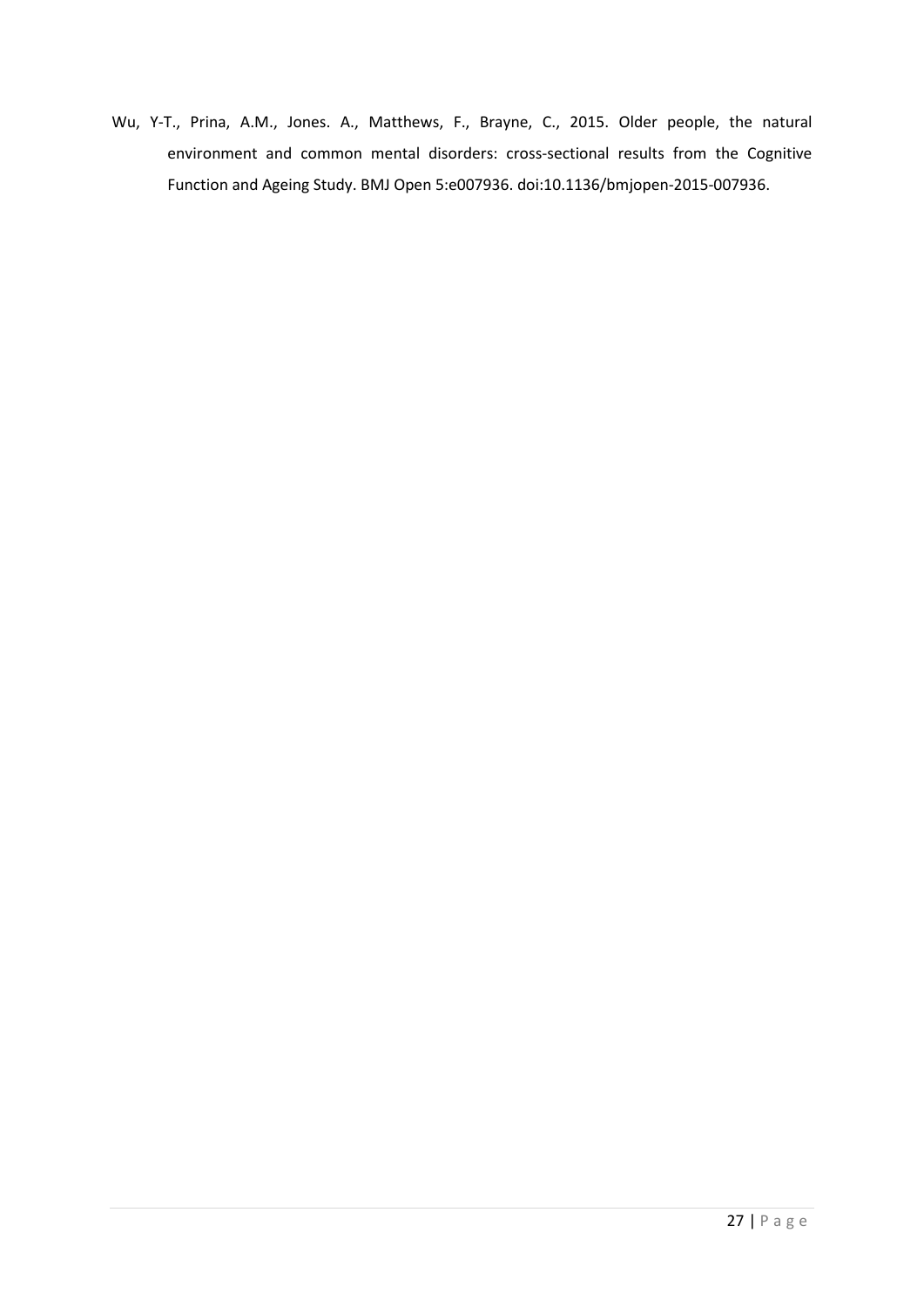Wu, Y-T., Prina, A.M., Jones. A., Matthews, F., Brayne, C., 2015. Older people, the natural environment and common mental disorders: cross-sectional results from the Cognitive Function and Ageing Study. BMJ Open 5:e007936. doi:10.1136/bmjopen-2015-007936.